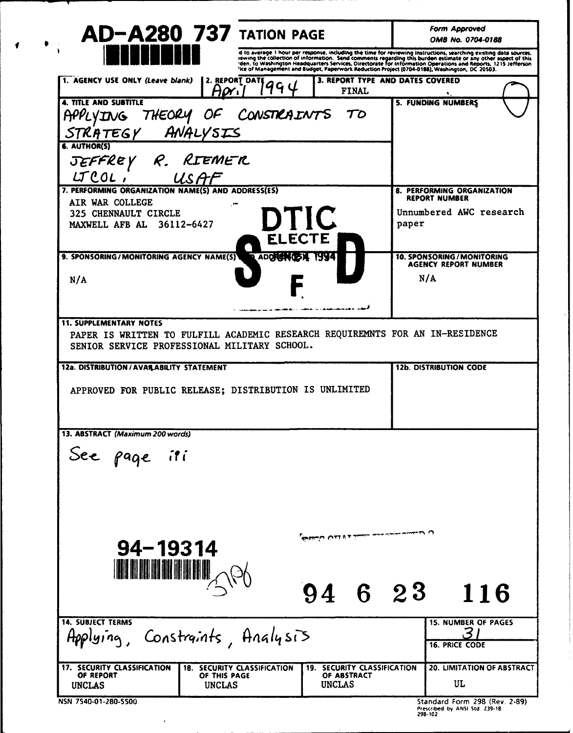**AD-A280 737** TATION PAGE

*Form Approved*
*OMB No. 0704-0188*

d to average 1 hour per response, including the time for reviewing instructions, searching existing data sources, iewing the collection of information. Send comments regarding this burden estimate or any other aspect of this den, to Washington Headquarters Services, Directorate for Information Operations and Reports, 1215 Jefferson ice of Management and Budget, Paperwork Reduction Project (0704-0188), Washington, DC 20503.

| 1. AGENCY USE ONLY (Leave blank) | 2. REPORT DATE | 3. REPORT TYPE AND DATES COVERED |
|---|---|---|
| | April 1994 | FINAL |

**4. TITLE AND SUBTITLE**
APPLYING THEORY OF CONSTRAINTS TO STRATEGY ANALYSIS

**5. FUNDING NUMBERS**

**6. AUTHOR(S)**
JEFFREY R. RIEMER
LTCOL, USAF

**7. PERFORMING ORGANIZATION NAME(S) AND ADDRESS(ES)**
AIR WAR COLLEGE
325 CHENNAULT CIRCLE
MAXWELL AFB AL 36112-6427

**8. PERFORMING ORGANIZATION REPORT NUMBER**
Unnumbered AWC research paper

DTIC ELECTE JUN 24 1994 S F D

**9. SPONSORING/MONITORING AGENCY NAME(S) AND ADDRESS(ES)**
N/A

**10. SPONSORING/MONITORING AGENCY REPORT NUMBER**
N/A

**11. SUPPLEMENTARY NOTES**
PAPER IS WRITTEN TO FULFILL ACADEMIC RESEARCH REQUIREMNTS FOR AN IN-RESIDENCE SENIOR SERVICE PROFESSIONAL MILITARY SCHOOL.

**12a. DISTRIBUTION/AVAILABILITY STATEMENT**
APPROVED FOR PUBLIC RELEASE; DISTRIBUTION IS UNLIMITED

**12b. DISTRIBUTION CODE**

**13. ABSTRACT (Maximum 200 words)**
See page iii

94-19314

94 6 23 116

| 14. SUBJECT TERMS | 15. NUMBER OF PAGES |
|---|---|
| Applying, Constraints, Analysis | 31 |
| | 16. PRICE CODE |

| 17. SECURITY CLASSIFICATION OF REPORT | 18. SECURITY CLASSIFICATION OF THIS PAGE | 19. SECURITY CLASSIFICATION OF ABSTRACT | 20. LIMITATION OF ABSTRACT |
|---|---|---|---|
| UNCLAS | UNCLAS | UNCLAS | UL |

NSN 7540-01-280-5500

Standard Form 298 (Rev. 2-89)
Prescribed by ANSI Std. Z39-18
298-102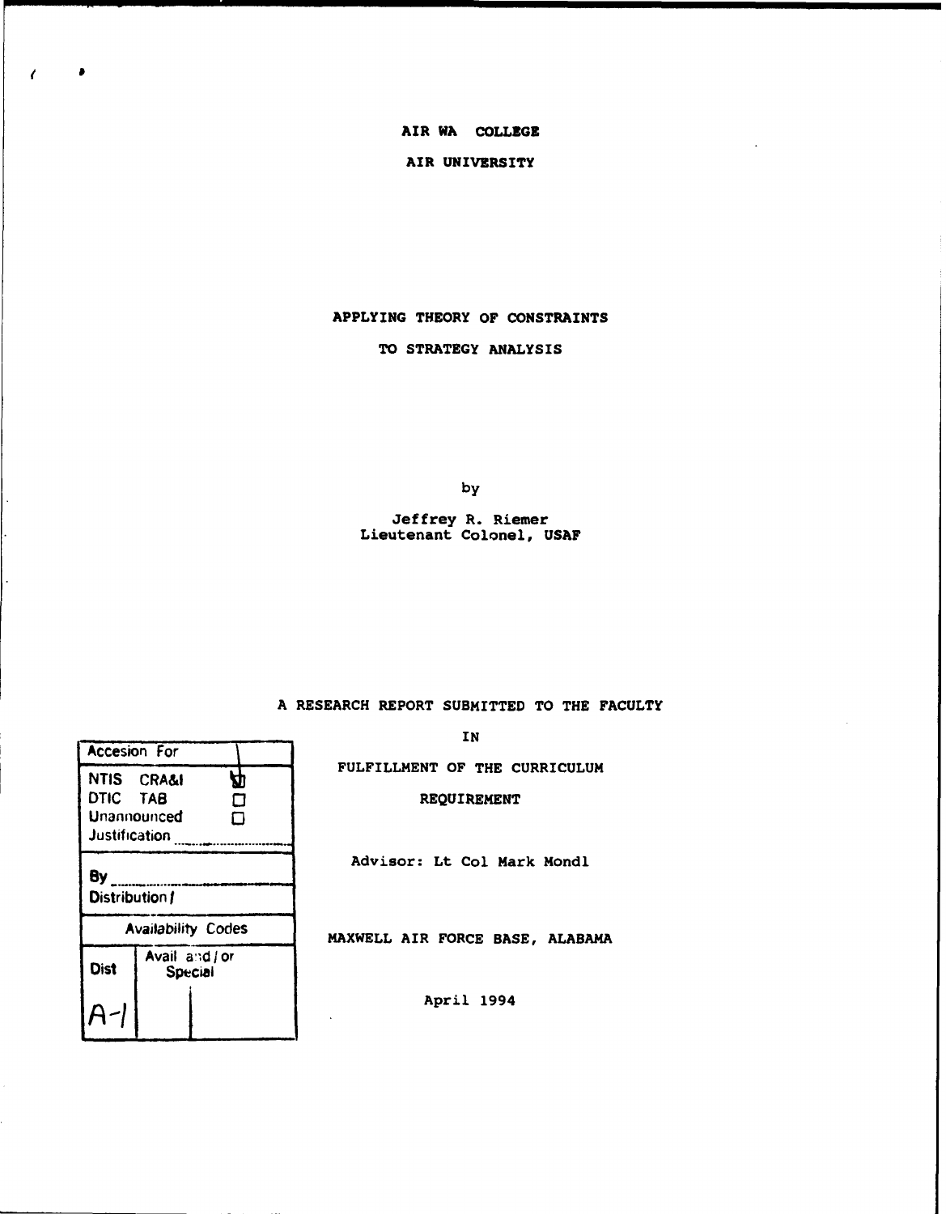AIR WA COLLEGE

AIR UNIVERSITY

# APPLYING THEORY OF CONSTRAINTS TO STRATEGY ANALYSIS

by

Jeffrey R. Riemer
Lieutenant Colonel, USAF

A RESEARCH REPORT SUBMITTED TO THE FACULTY

IN

FULFILLMENT OF THE CURRICULUM

REQUIREMENT

Advisor: Lt Col Mark Mondl

MAXWELL AIR FORCE BASE, ALABAMA

April 1994

| Accesion For | | |
|---|---|---|
| NTIS CRA&I | ☑ | |
| DTIC TAB | ☐ | |
| Unannounced | ☐ | |
| Justification | | |
| By | | |
| Distribution / | | |
| Availability Codes | | |
| Dist | Avail and / or Special | |
| A-1 | | |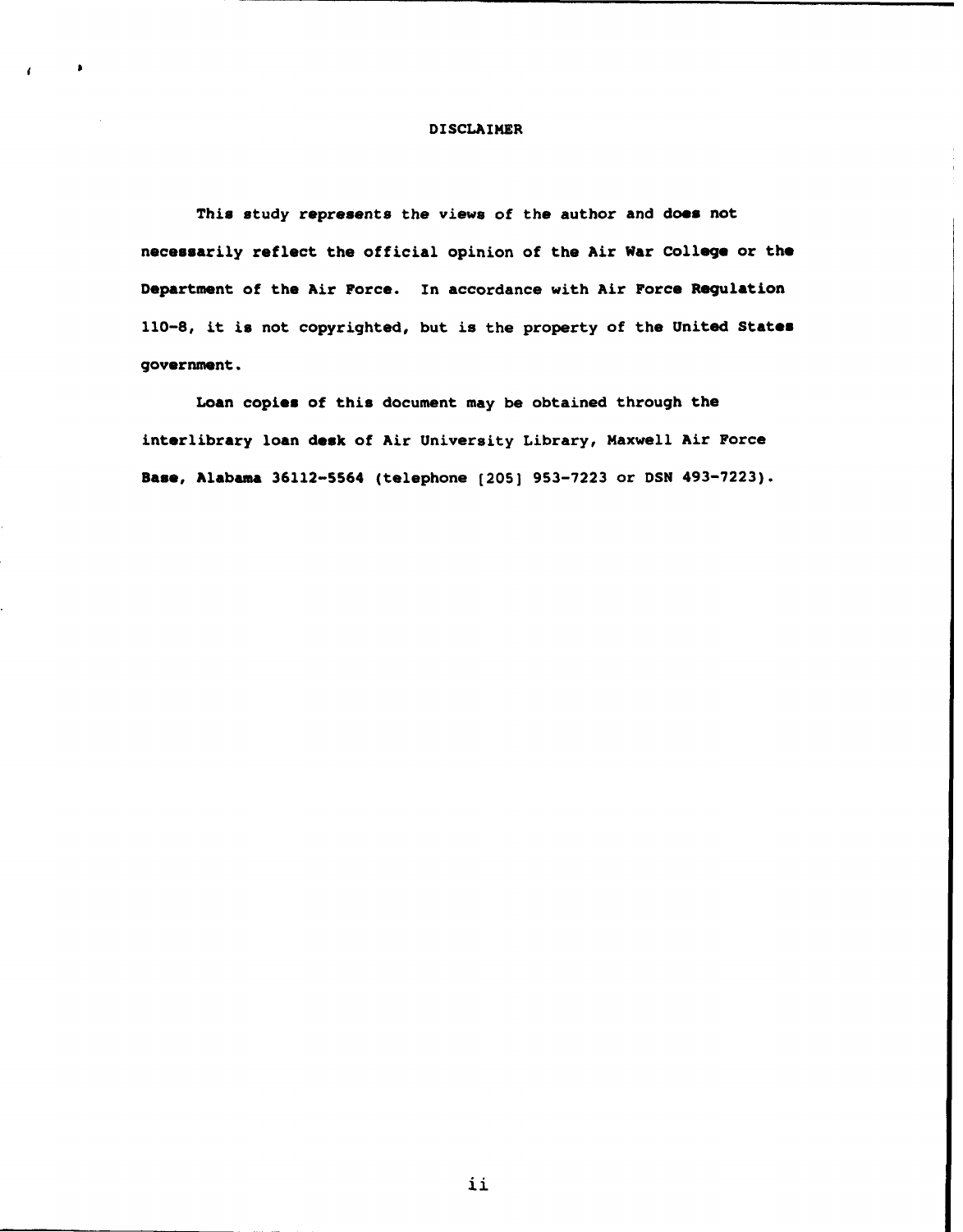# DISCLAIMER

This study represents the views of the author and does not necessarily reflect the official opinion of the Air War College or the Department of the Air Force. In accordance with Air Force Regulation 110-8, it is not copyrighted, but is the property of the United States government.

Loan copies of this document may be obtained through the interlibrary loan desk of Air University Library, Maxwell Air Force Base, Alabama 36112-5564 (telephone [205] 953-7223 or DSN 493-7223).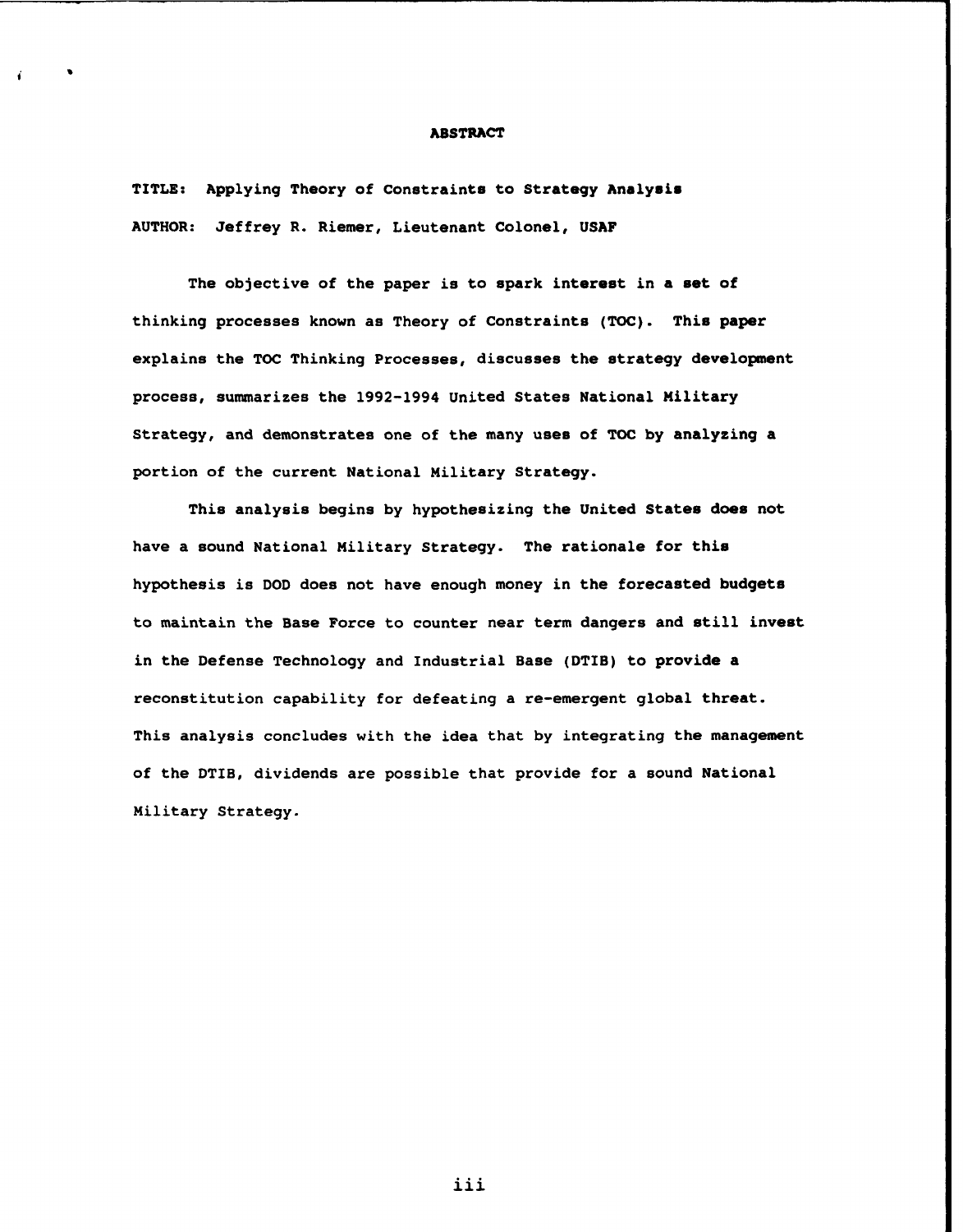# ABSTRACT

**TITLE:** Applying Theory of Constraints to Strategy Analysis

**AUTHOR:** Jeffrey R. Riemer, Lieutenant Colonel, USAF

The objective of the paper is to spark interest in a set of thinking processes known as Theory of Constraints (TOC). This paper explains the TOC Thinking Processes, discusses the strategy development process, summarizes the 1992-1994 United States National Military Strategy, and demonstrates one of the many uses of TOC by analyzing a portion of the current National Military Strategy.

This analysis begins by hypothesizing the United States does not have a sound National Military Strategy. The rationale for this hypothesis is DOD does not have enough money in the forecasted budgets to maintain the Base Force to counter near term dangers and still invest in the Defense Technology and Industrial Base (DTIB) to provide a reconstitution capability for defeating a re-emergent global threat. This analysis concludes with the idea that by integrating the management of the DTIB, dividends are possible that provide for a sound National Military Strategy.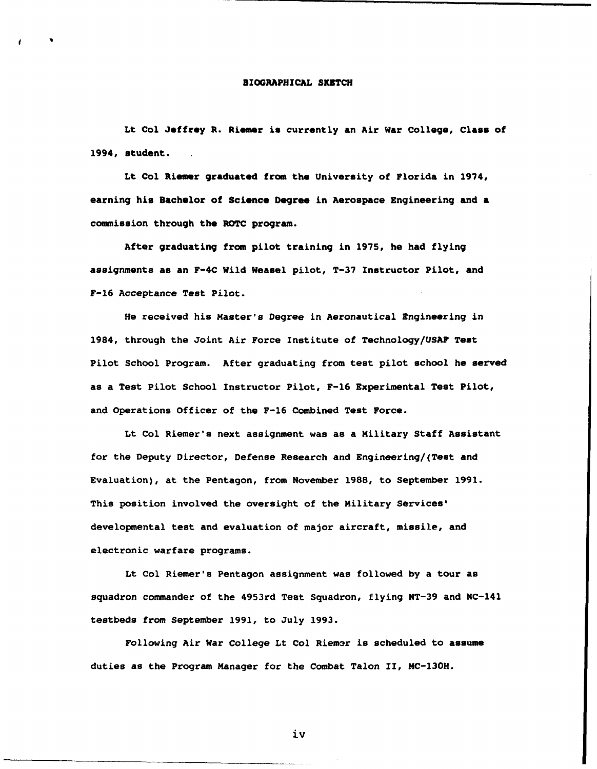# BIOGRAPHICAL SKETCH

Lt Col Jeffrey R. Riemer is currently an Air War College, Class of 1994, student.

Lt Col Riemer graduated from the University of Florida in 1974, earning his Bachelor of Science Degree in Aerospace Engineering and a commission through the ROTC program.

After graduating from pilot training in 1975, he had flying assignments as an F-4C Wild Weasel pilot, T-37 Instructor Pilot, and F-16 Acceptance Test Pilot.

He received his Master's Degree in Aeronautical Engineering in 1984, through the Joint Air Force Institute of Technology/USAF Test Pilot School Program. After graduating from test pilot school he served as a Test Pilot School Instructor Pilot, F-16 Experimental Test Pilot, and Operations Officer of the F-16 Combined Test Force.

Lt Col Riemer's next assignment was as a Military Staff Assistant for the Deputy Director, Defense Research and Engineering/(Test and Evaluation), at the Pentagon, from November 1988, to September 1991. This position involved the oversight of the Military Services' developmental test and evaluation of major aircraft, missile, and electronic warfare programs.

Lt Col Riemer's Pentagon assignment was followed by a tour as squadron commander of the 4953rd Test Squadron, flying NT-39 and NC-141 testbeds from September 1991, to July 1993.

Following Air War College Lt Col Riemer is scheduled to assume duties as the Program Manager for the Combat Talon II, MC-130H.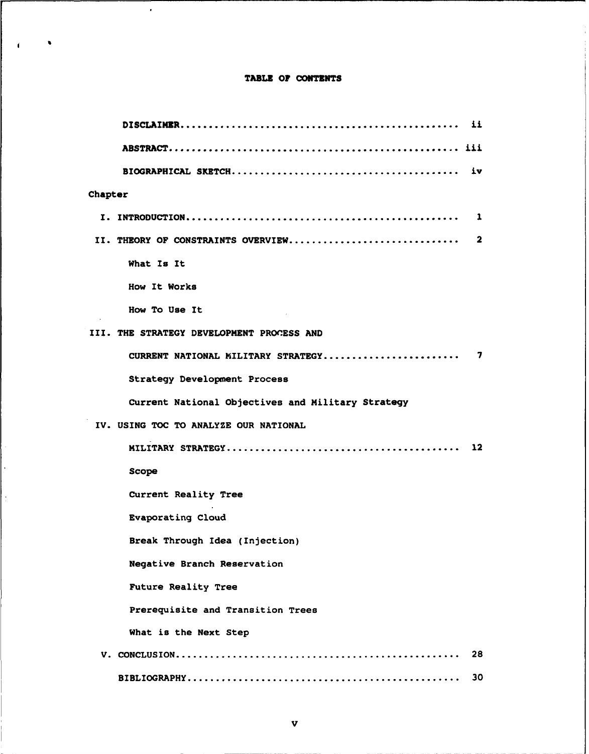# TABLE OF CONTENTS

| | |
|---|---|
| DISCLAIMER | ii |
| ABSTRACT | iii |
| BIOGRAPHICAL SKETCH | iv |

Chapter

| | |
|---|---|
| I. INTRODUCTION | 1 |
| II. THEORY OF CONSTRAINTS OVERVIEW | 2 |
| What Is It | |
| How It Works | |
| How To Use It | |
| III. THE STRATEGY DEVELOPMENT PROCESS AND CURRENT NATIONAL MILITARY STRATEGY | 7 |
| Strategy Development Process | |
| Current National Objectives and Military Strategy | |
| IV. USING TOC TO ANALYZE OUR NATIONAL MILITARY STRATEGY | 12 |
| Scope | |
| Current Reality Tree | |
| Evaporating Cloud | |
| Break Through Idea (Injection) | |
| Negative Branch Reservation | |
| Future Reality Tree | |
| Prerequisite and Transition Trees | |
| What is the Next Step | |
| V. CONCLUSION | 28 |
| BIBLIOGRAPHY | 30 |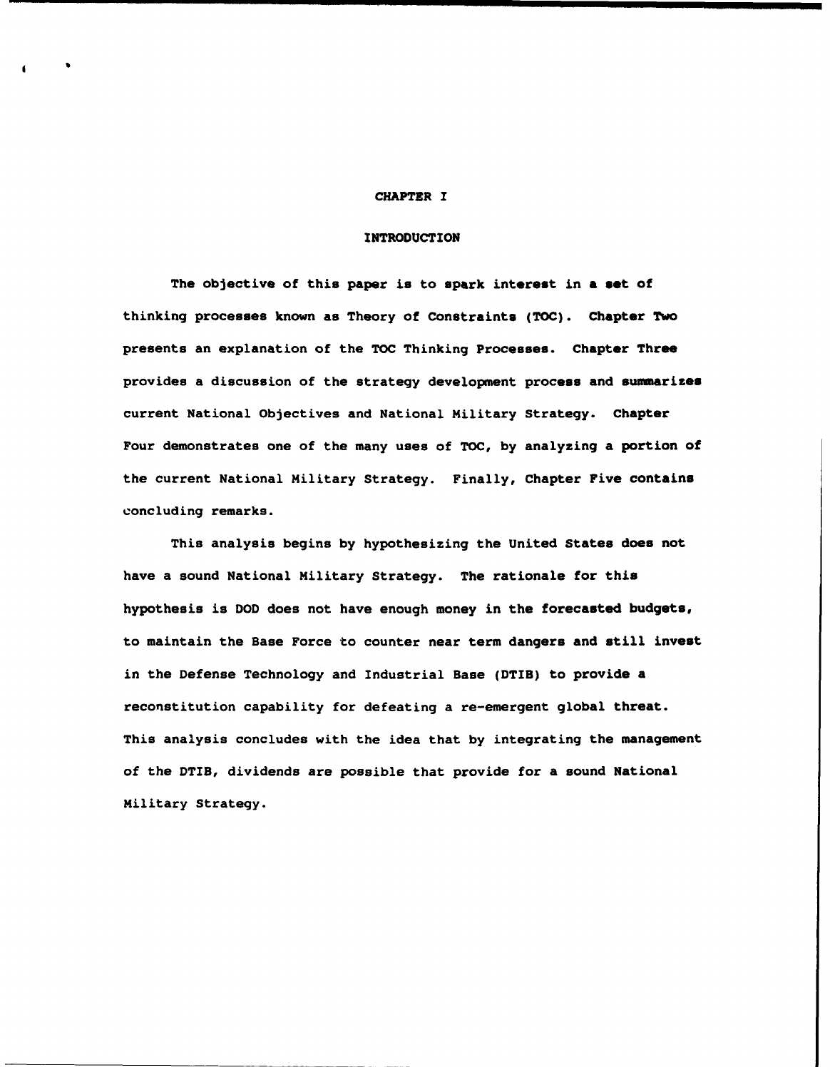# CHAPTER I

## INTRODUCTION

The objective of this paper is to spark interest in a set of thinking processes known as Theory of Constraints (TOC). Chapter Two presents an explanation of the TOC Thinking Processes. Chapter Three provides a discussion of the strategy development process and summarizes current National Objectives and National Military Strategy. Chapter Four demonstrates one of the many uses of TOC, by analyzing a portion of the current National Military Strategy. Finally, Chapter Five contains concluding remarks.

This analysis begins by hypothesizing the United States does not have a sound National Military Strategy. The rationale for this hypothesis is DOD does not have enough money in the forecasted budgets, to maintain the Base Force to counter near term dangers and still invest in the Defense Technology and Industrial Base (DTIB) to provide a reconstitution capability for defeating a re-emergent global threat. This analysis concludes with the idea that by integrating the management of the DTIB, dividends are possible that provide for a sound National Military Strategy.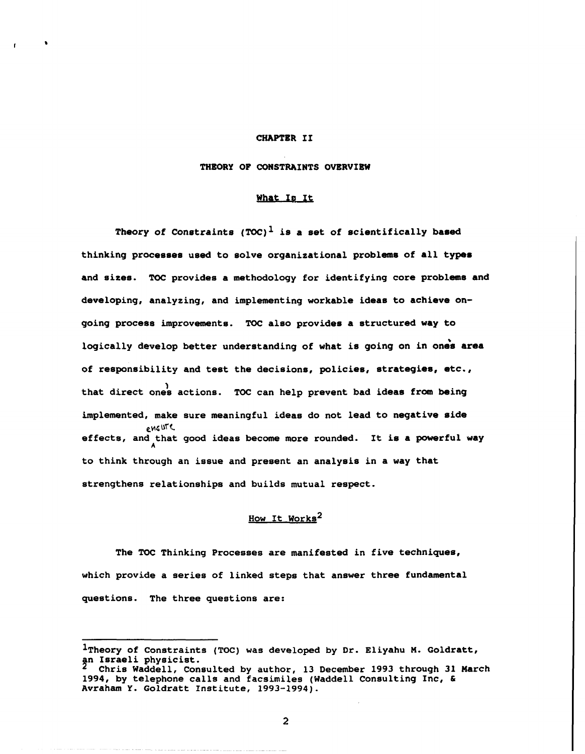# CHAPTER II

## THEORY OF CONSTRAINTS OVERVIEW

### What Is It

Theory of Constraints (TOC)[1] is a set of scientifically based thinking processes used to solve organizational problems of all types and sizes. TOC provides a methodology for identifying core problems and developing, analyzing, and implementing workable ideas to achieve on-going process improvements. TOC also provides a structured way to logically develop better understanding of what is going on in ones area of responsibility and test the decisions, policies, strategies, etc., that direct ones actions. TOC can help prevent bad ideas from being implemented, make sure meaningful ideas do not lead to negative side effects, and ensure that good ideas become more rounded. It is a powerful way to think through an issue and present an analysis in a way that strengthens relationships and builds mutual respect.

### How It Works[2]

The TOC Thinking Processes are manifested in five techniques, which provide a series of linked steps that answer three fundamental questions. The three questions are:

---

[1] Theory of Constraints (TOC) was developed by Dr. Eliyahu M. Goldratt, an Israeli physicist.

[2] Chris Waddell, Consulted by author, 13 December 1993 through 31 March 1994, by telephone calls and facsimiles (Waddell Consulting Inc, & Avraham Y. Goldratt Institute, 1993-1994).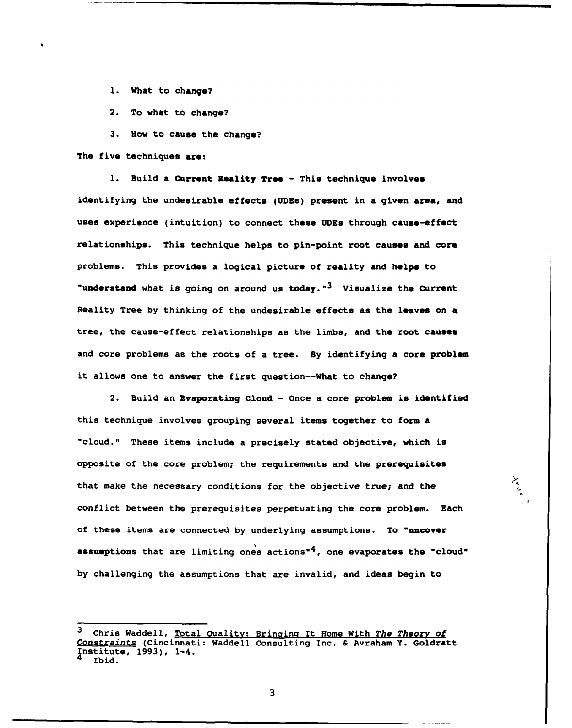1. What to change?

2. To what to change?

3. How to cause the change?

The five techniques are:

1. Build a **Current Reality Tree** - This technique involves identifying the undesirable effects (UDEs) present in a given area, and uses experience (intuition) to connect these UDEs through cause-effect relationships. This technique helps to pin-point root causes and core problems. This provides a logical picture of reality and helps to "understand what is going on around us today."[3] Visualize the Current Reality Tree by thinking of the undesirable effects as the leaves on a tree, the cause-effect relationships as the limbs, and the root causes and core problems as the roots of a tree. By identifying a core problem it allows one to answer the first question--What to change?

2. Build an **Evaporating Cloud** - Once a core problem is identified this technique involves grouping several items together to form a "cloud." These items include a precisely stated objective, which is opposite of the core problem; the requirements and the prerequisites that make the necessary conditions for the objective true; and the conflict between the prerequisites perpetuating the core problem. Each of these items are connected by underlying assumptions. To "uncover assumptions that are limiting ones actions"[4], one evaporates the "cloud" by challenging the assumptions that are invalid, and ideas begin to

---

[3] Chris Waddell, Total Quality: Bringing It Home With *The Theory of Constraints* (Cincinnati: Waddell Consulting Inc. & Avraham Y. Goldratt Institute, 1993), 1-4.

[4] Ibid.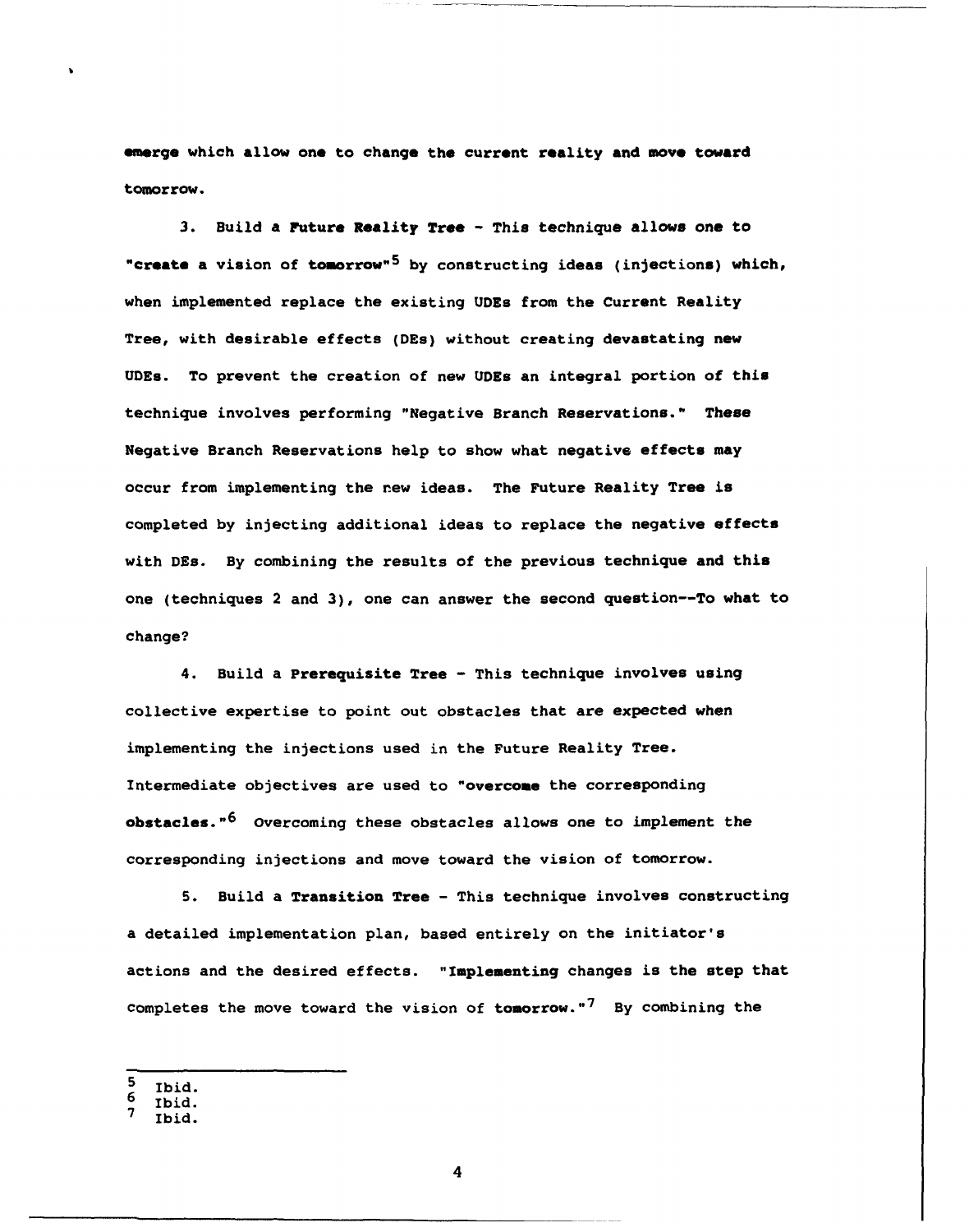emerge which allow one to change the current reality and move toward tomorrow.

3. Build a **Future Reality Tree** - This technique allows one to "**create** a vision of **tomorrow**"[5] by constructing ideas (injections) which, when implemented replace the existing UDEs from the Current Reality Tree, with desirable effects (DEs) without creating devastating new UDEs. To prevent the creation of new UDEs an integral portion of this technique involves performing "Negative Branch Reservations." These Negative Branch Reservations help to show what negative effects may occur from implementing the new ideas. The Future Reality Tree is completed by injecting additional ideas to replace the negative effects with DEs. By combining the results of the previous technique and this one (techniques 2 and 3), one can answer the second question--To what to change?

4. Build a **Prerequisite Tree** - This technique involves using collective expertise to point out obstacles that are expected when implementing the injections used in the Future Reality Tree. Intermediate objectives are used to "**overcome** the corresponding **obstacles**."[6] Overcoming these obstacles allows one to implement the corresponding injections and move toward the vision of tomorrow.

5. Build a **Transition Tree** - This technique involves constructing a detailed implementation plan, based entirely on the initiator's actions and the desired effects. "**Implementing** changes is the step that completes the move toward the vision of **tomorrow**."[7] By combining the

---

[5] Ibid.
[6] Ibid.
[7] Ibid.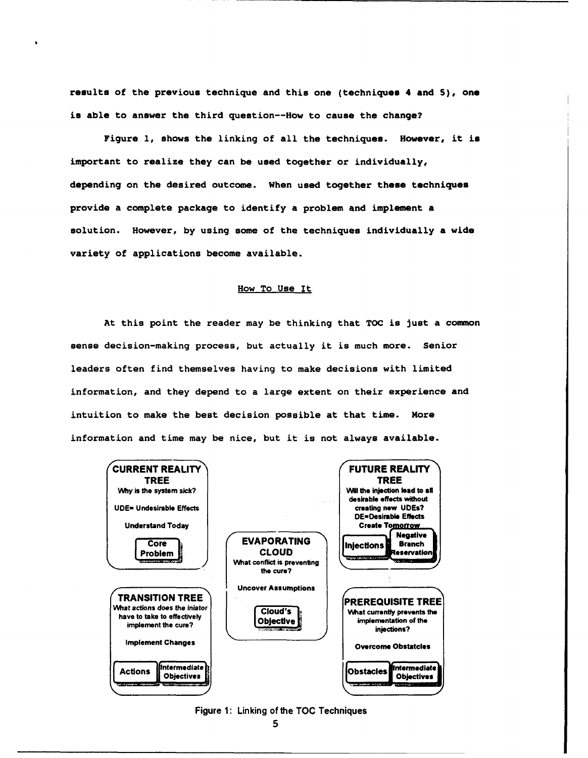results of the previous technique and this one (techniques 4 and 5), one is able to answer the third question--How to cause the change?

Figure 1, shows the linking of all the techniques. However, it is important to realize they can be used together or individually, depending on the desired outcome. When used together these techniques provide a complete package to identify a problem and implement a solution. However, by using some of the techniques individually a wide variety of applications become available.

## How To Use It

At this point the reader may be thinking that TOC is just a common sense decision-making process, but actually it is much more. Senior leaders often find themselves having to make decisions with limited information, and they depend to a large extent on their experience and intuition to make the best decision possible at that time. More information and time may be nice, but it is not always available.

**CURRENT REALITY TREE**
Why is the system sick?
UDE= Undesirable Effects
Understand Today
Core Problem

**FUTURE REALITY TREE**
Will the injection lead to all desirable effects without creating new UDEs?
DE=Desirable Effects
Create Tomorrow
Injections | Negative Branch Reservation

**EVAPORATING CLOUD**
What conflict is preventing the cure?
Uncover Assumptions
Cloud's Objective

**TRANSITION TREE**
What actions does the iniator have to take to effectively implement the cure?
Implement Changes
Actions | Intermediate Objectives

**PREREQUISITE TREE**
What currently prevents the implementation of the injections?
Overcome Obstatcles
Obstacles | Intermediate Objectives

Figure 1: Linking of the TOC Techniques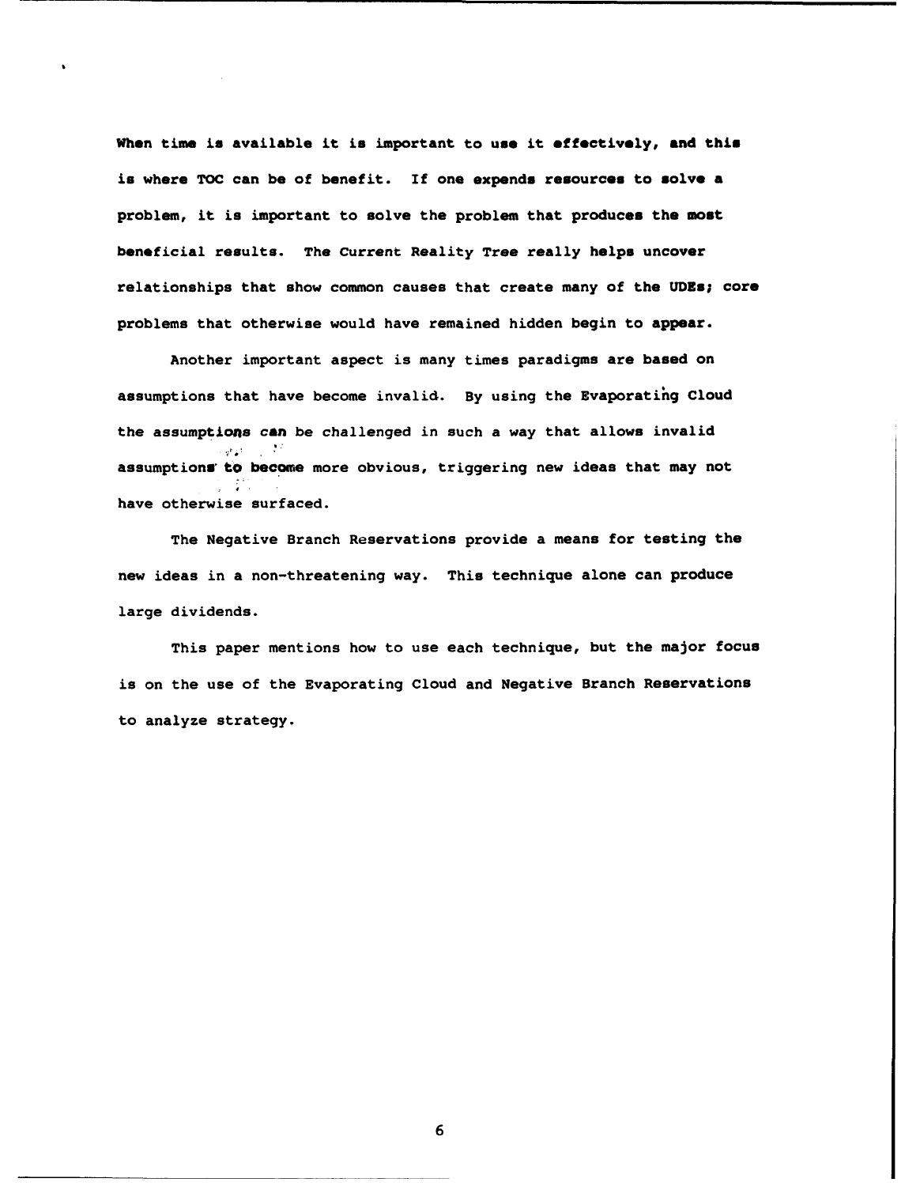When time is available it is important to use it effectively, and this is where TOC can be of benefit. If one expends resources to solve a problem, it is important to solve the problem that produces the most beneficial results. The Current Reality Tree really helps uncover relationships that show common causes that create many of the UDEs; core problems that otherwise would have remained hidden begin to appear.

Another important aspect is many times paradigms are based on assumptions that have become invalid. By using the Evaporating Cloud the assumptions can be challenged in such a way that allows invalid assumptions to become more obvious, triggering new ideas that may not have otherwise surfaced.

The Negative Branch Reservations provide a means for testing the new ideas in a non-threatening way. This technique alone can produce large dividends.

This paper mentions how to use each technique, but the major focus is on the use of the Evaporating Cloud and Negative Branch Reservations to analyze strategy.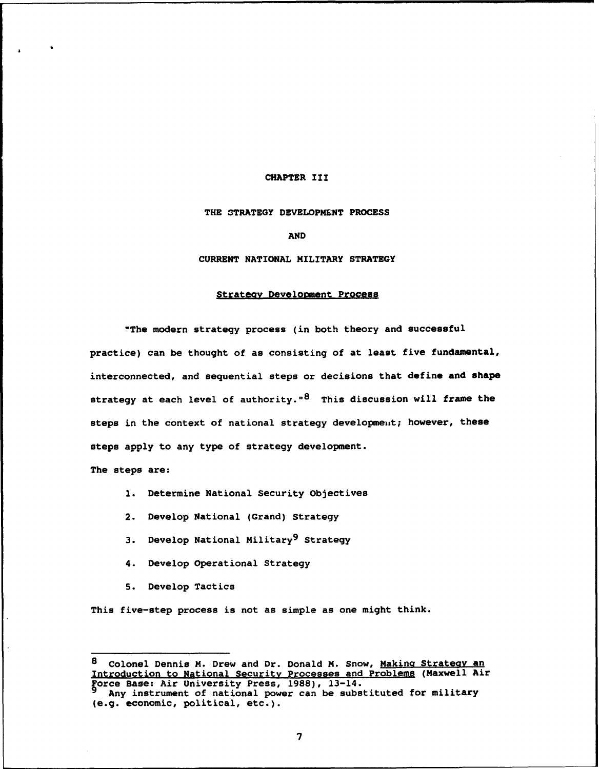# CHAPTER III

## THE STRATEGY DEVELOPMENT PROCESS

## AND

## CURRENT NATIONAL MILITARY STRATEGY

### Strategy Development Process

"The modern strategy process (in both theory and successful practice) can be thought of as consisting of at least five fundamental, interconnected, and sequential steps or decisions that define and shape strategy at each level of authority."[8] This discussion will frame the steps in the context of national strategy development; however, these steps apply to any type of strategy development.

The steps are:

1. Determine National Security Objectives
2. Develop National (Grand) Strategy
3. Develop National Military[9] Strategy
4. Develop Operational Strategy
5. Develop Tactics

This five-step process is not as simple as one might think.

---

[8] Colonel Dennis M. Drew and Dr. Donald M. Snow, Making Strategy an Introduction to National Security Processes and Problems (Maxwell Air Force Base: Air University Press, 1988), 13-14.

[9] Any instrument of national power can be substituted for military (e.g. economic, political, etc.).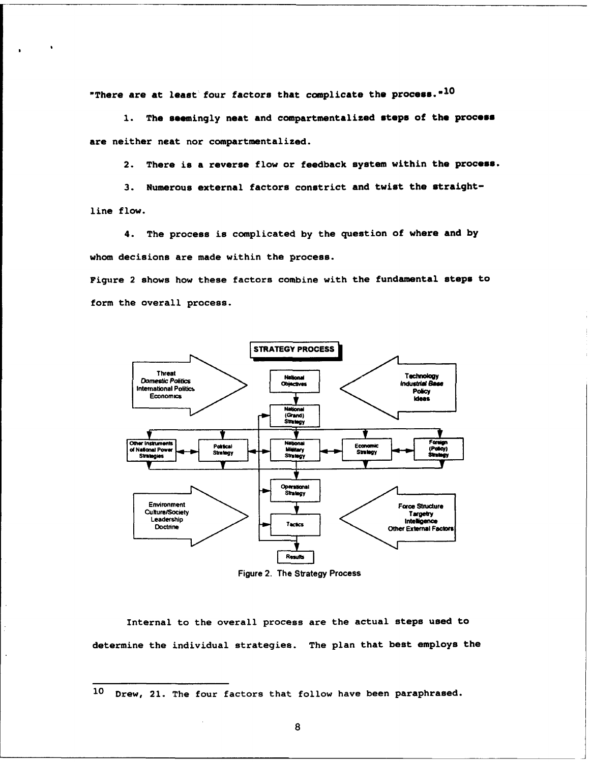"There are at least four factors that complicate the process."[10]

1. The seemingly neat and compartmentalized steps of the process are neither neat nor compartmentalized.

2. There is a reverse flow or feedback system within the process.

3. Numerous external factors constrict and twist the straight-line flow.

4. The process is complicated by the question of where and by whom decisions are made within the process.

Figure 2 shows how these factors combine with the fundamental steps to form the overall process.

Figure 2. The Strategy Process

Internal to the overall process are the actual steps used to determine the individual strategies. The plan that best employs the

---

[10] Drew, 21. The four factors that follow have been paraphrased.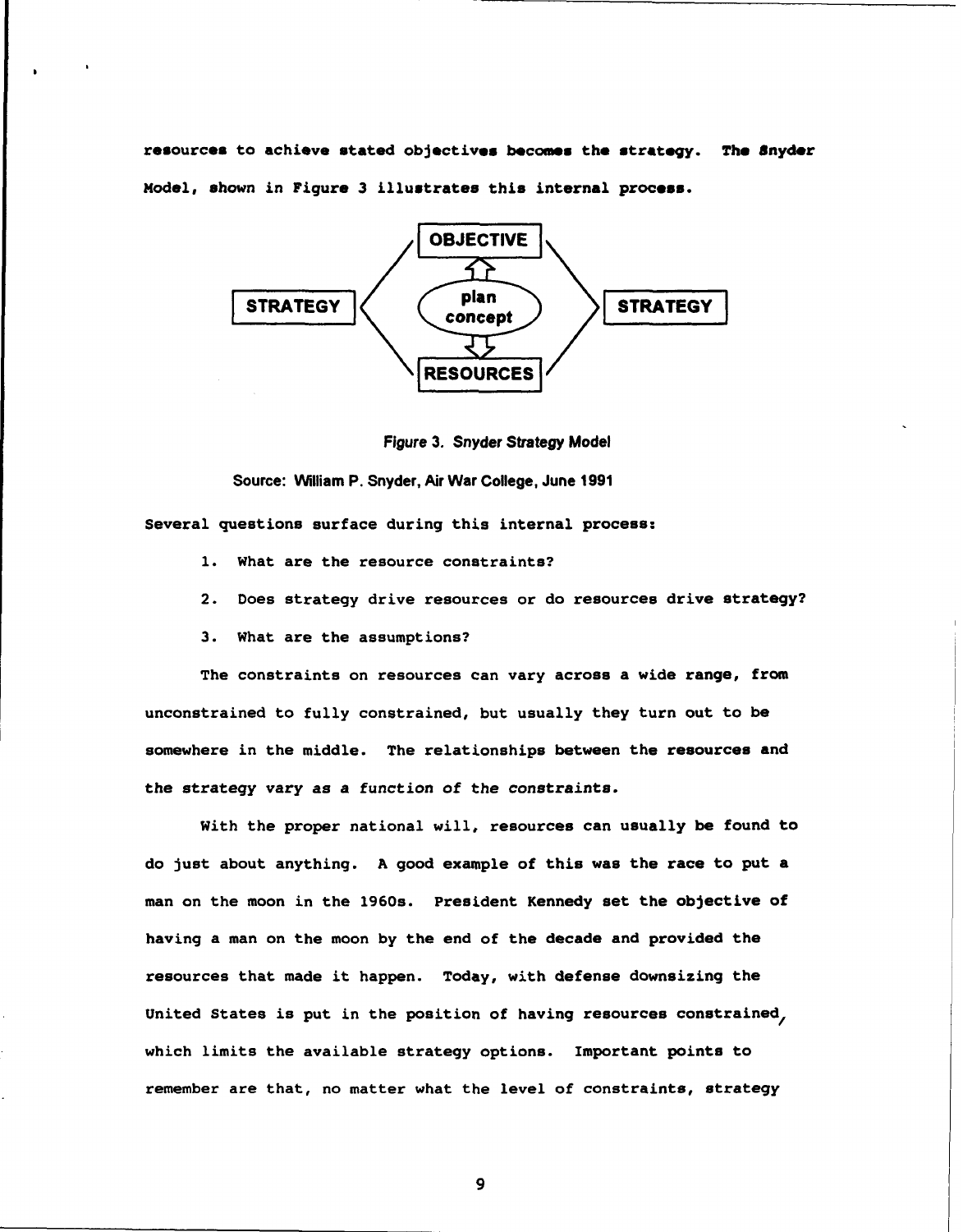resources to achieve stated objectives becomes the strategy. The Snyder Model, shown in Figure 3 illustrates this internal process.

Figure 3. Snyder Strategy Model

Source: William P. Snyder, Air War College, June 1991

Several questions surface during this internal process:

1. What are the resource constraints?
2. Does strategy drive resources or do resources drive strategy?
3. What are the assumptions?

The constraints on resources can vary across a wide range, from unconstrained to fully constrained, but usually they turn out to be somewhere in the middle. The relationships between the resources and the strategy vary as a function of the constraints.

With the proper national will, resources can usually be found to do just about anything. A good example of this was the race to put a man on the moon in the 1960s. President Kennedy set the objective of having a man on the moon by the end of the decade and provided the resources that made it happen. Today, with defense downsizing the United States is put in the position of having resources constrained, which limits the available strategy options. Important points to remember are that, no matter what the level of constraints, strategy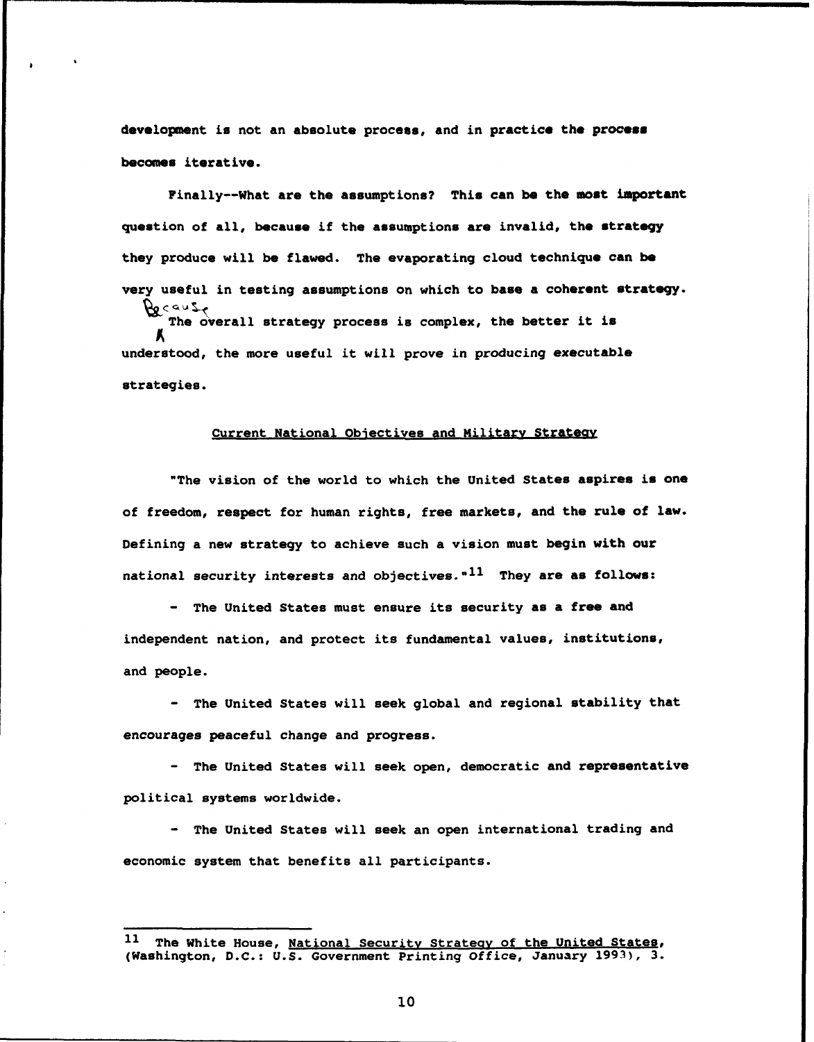development is not an absolute process, and in practice the process becomes iterative.

Finally--What are the assumptions? This can be the most important question of all, because if the assumptions are invalid, the strategy they produce will be flawed. The evaporating cloud technique can be very useful in testing assumptions on which to base a coherent strategy.

Because the overall strategy process is complex, the better it is understood, the more useful it will prove in producing executable strategies.

## Current National Objectives and Military Strategy

"The vision of the world to which the United States aspires is one of freedom, respect for human rights, free markets, and the rule of law. Defining a new strategy to achieve such a vision must begin with our national security interests and objectives."[11] They are as follows:

- The United States must ensure its security as a free and independent nation, and protect its fundamental values, institutions, and people.

- The United States will seek global and regional stability that encourages peaceful change and progress.

- The United States will seek open, democratic and representative political systems worldwide.

- The United States will seek an open international trading and economic system that benefits all participants.

---

[11] The White House, National Security Strategy of the United States, (Washington, D.C.: U.S. Government Printing Office, January 1993), 3.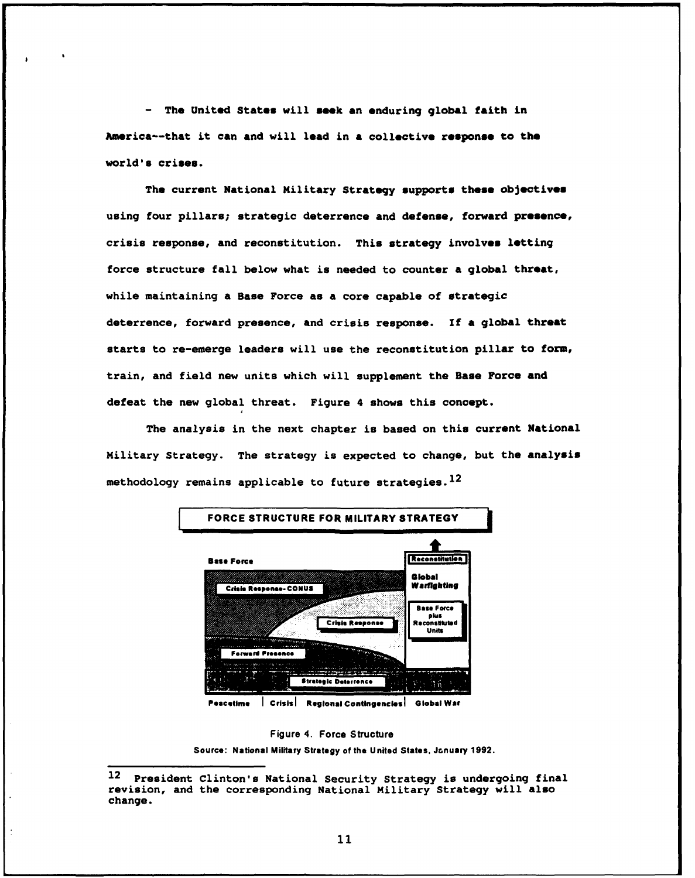- The United States will seek an enduring global faith in America--that it can and will lead in a collective response to the world's crises.

The current National Military Strategy supports these objectives using four pillars; strategic deterrence and defense, forward presence, crisis response, and reconstitution. This strategy involves letting force structure fall below what is needed to counter a global threat, while maintaining a Base Force as a core capable of strategic deterrence, forward presence, and crisis response. If a global threat starts to re-emerge leaders will use the reconstitution pillar to form, train, and field new units which will supplement the Base Force and defeat the new global threat. Figure 4 shows this concept.

The analysis in the next chapter is based on this current National Military Strategy. The strategy is expected to change, but the analysis methodology remains applicable to future strategies.[12]

FORCE STRUCTURE FOR MILITARY STRATEGY

Base Force

Reconstitution

Global Warfighting

Crisis Response-CONUS

Crisis Response

Base Force plus Reconstituted Units

Forward Presence

Strategic Deterrence

Peacetime | Crisis | Regional Contingencies | Global War

Figure 4. Force Structure

Source: National Military Strategy of the United States, January 1992.

---

[12] President Clinton's National Security Strategy is undergoing final revision, and the corresponding National Military Strategy will also change.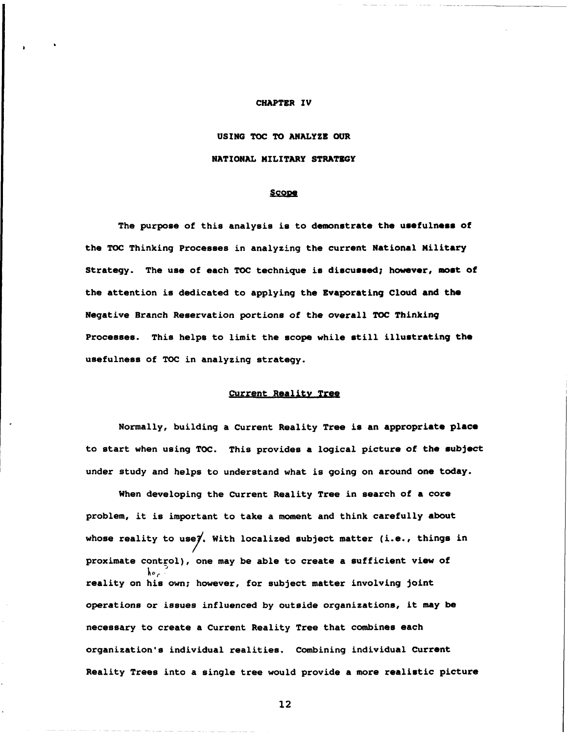# CHAPTER IV

# USING TOC TO ANALYZE OUR NATIONAL MILITARY STRATEGY

## Scope

The purpose of this analysis is to demonstrate the usefulness of the TOC Thinking Processes in analyzing the current National Military Strategy. The use of each TOC technique is discussed; however, most of the attention is dedicated to applying the Evaporating Cloud and the Negative Branch Reservation portions of the overall TOC Thinking Processes. This helps to limit the scope while still illustrating the usefulness of TOC in analyzing strategy.

## Current Reality Tree

Normally, building a Current Reality Tree is an appropriate place to start when using TOC. This provides a logical picture of the subject under study and helps to understand what is going on around one today.

When developing the Current Reality Tree in search of a core problem, it is important to take a moment and think carefully about whose reality to use. With localized subject matter (i.e., things in proximate control), one may be able to create a sufficient view of reality on his own; however, for subject matter involving joint operations or issues influenced by outside organizations, it may be necessary to create a Current Reality Tree that combines each organization's individual realities. Combining individual Current Reality Trees into a single tree would provide a more realistic picture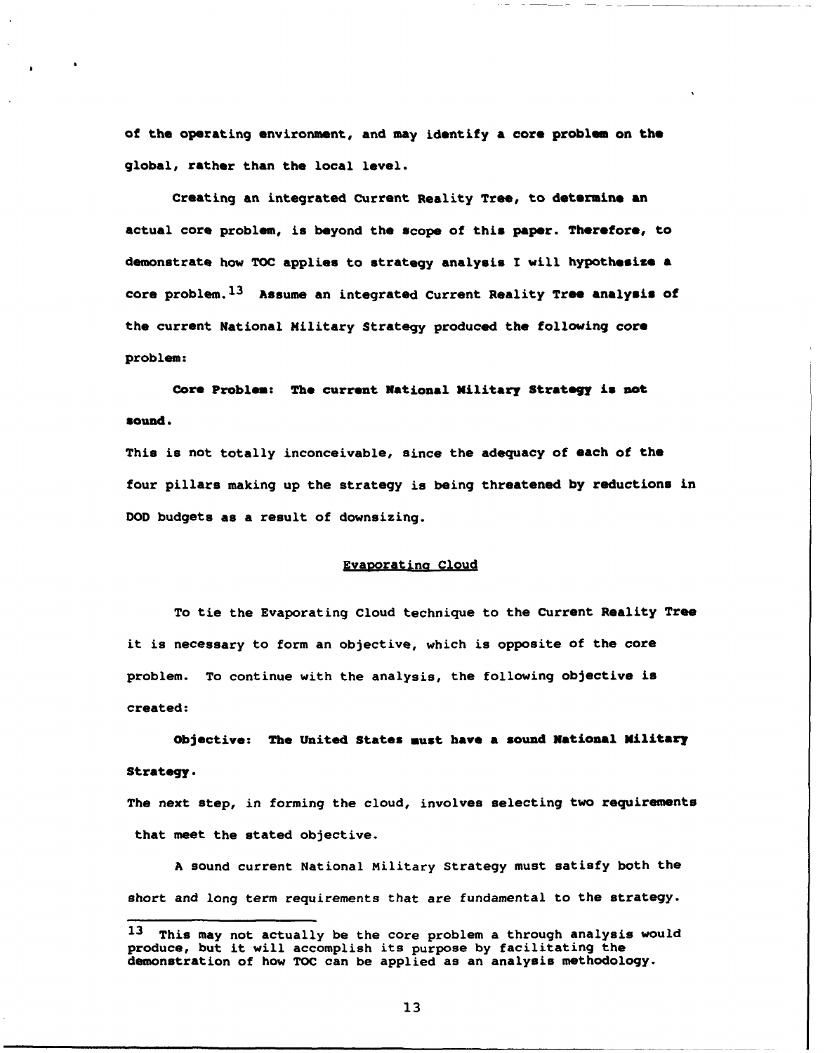of the operating environment, and may identify a core problem on the global, rather than the local level.

Creating an integrated Current Reality Tree, to determine an actual core problem, is beyond the scope of this paper. Therefore, to demonstrate how TOC applies to strategy analysis I will hypothesize a core problem.[13] Assume an integrated Current Reality Tree analysis of the current National Military Strategy produced the following core problem:

**Core Problem: The current National Military Strategy is not sound.**

This is not totally inconceivable, since the adequacy of each of the four pillars making up the strategy is being threatened by reductions in DOD budgets as a result of downsizing.

## Evaporating Cloud

To tie the Evaporating Cloud technique to the Current Reality Tree it is necessary to form an objective, which is opposite of the core problem. To continue with the analysis, the following objective is created:

**Objective: The United States must have a sound National Military Strategy.**

The next step, in forming the cloud, involves selecting two requirements that meet the stated objective.

A sound current National Military Strategy must satisfy both the short and long term requirements that are fundamental to the strategy.

---

[13] This may not actually be the core problem a through analysis would produce, but it will accomplish its purpose by facilitating the demonstration of how TOC can be applied as an analysis methodology.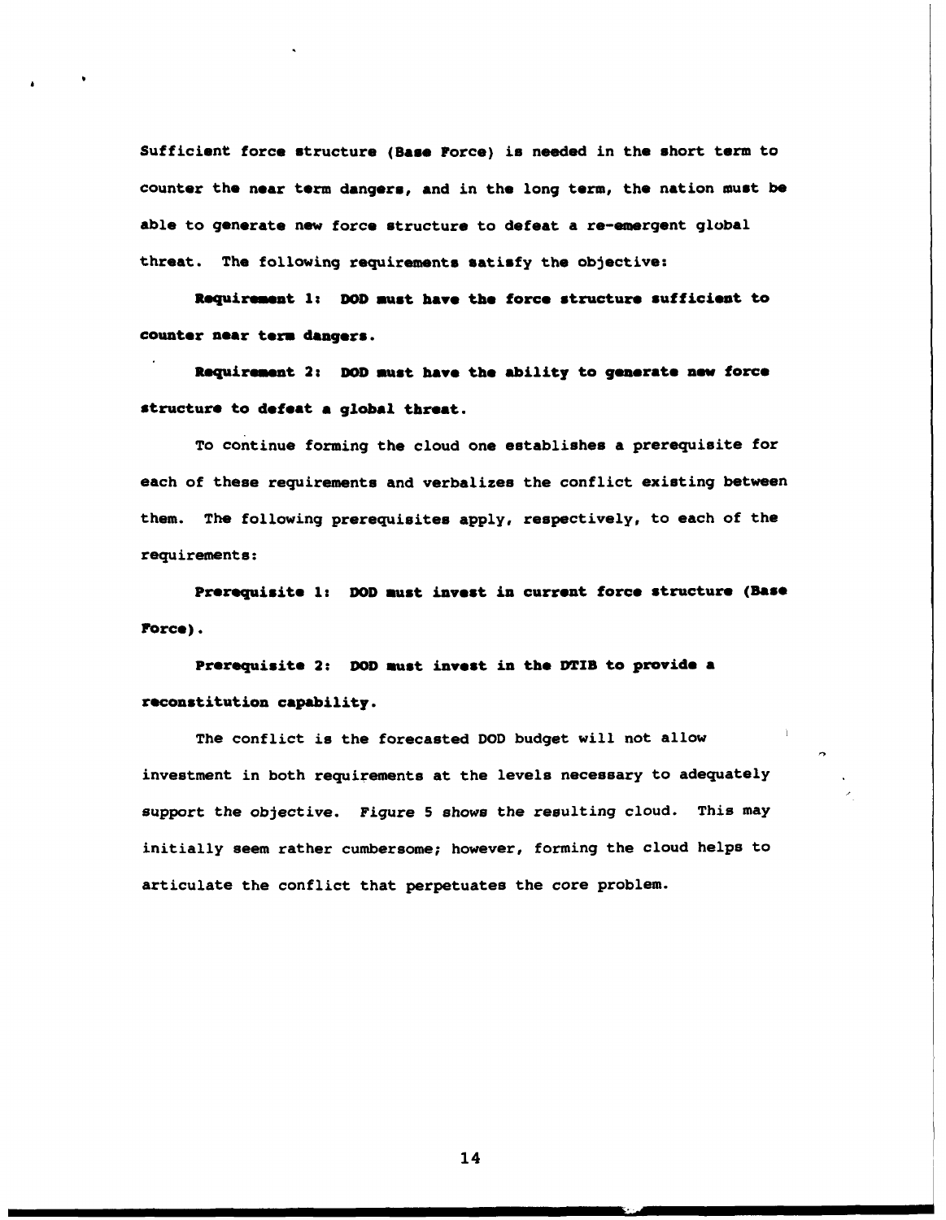Sufficient force structure (Base Force) is needed in the short term to counter the near term dangers, and in the long term, the nation must be able to generate new force structure to defeat a re-emergent global threat. The following requirements satisfy the objective:

**Requirement 1: DOD must have the force structure sufficient to counter near term dangers.**

**Requirement 2: DOD must have the ability to generate new force structure to defeat a global threat.**

To continue forming the cloud one establishes a prerequisite for each of these requirements and verbalizes the conflict existing between them. The following prerequisites apply, respectively, to each of the requirements:

**Prerequisite 1: DOD must invest in current force structure (Base Force).**

**Prerequisite 2: DOD must invest in the DTIB to provide a reconstitution capability.**

The conflict is the forecasted DOD budget will not allow investment in both requirements at the levels necessary to adequately support the objective. *Figure* 5 shows the resulting cloud. This may initially seem rather cumbersome; however, forming the cloud helps to articulate the conflict that perpetuates the core problem.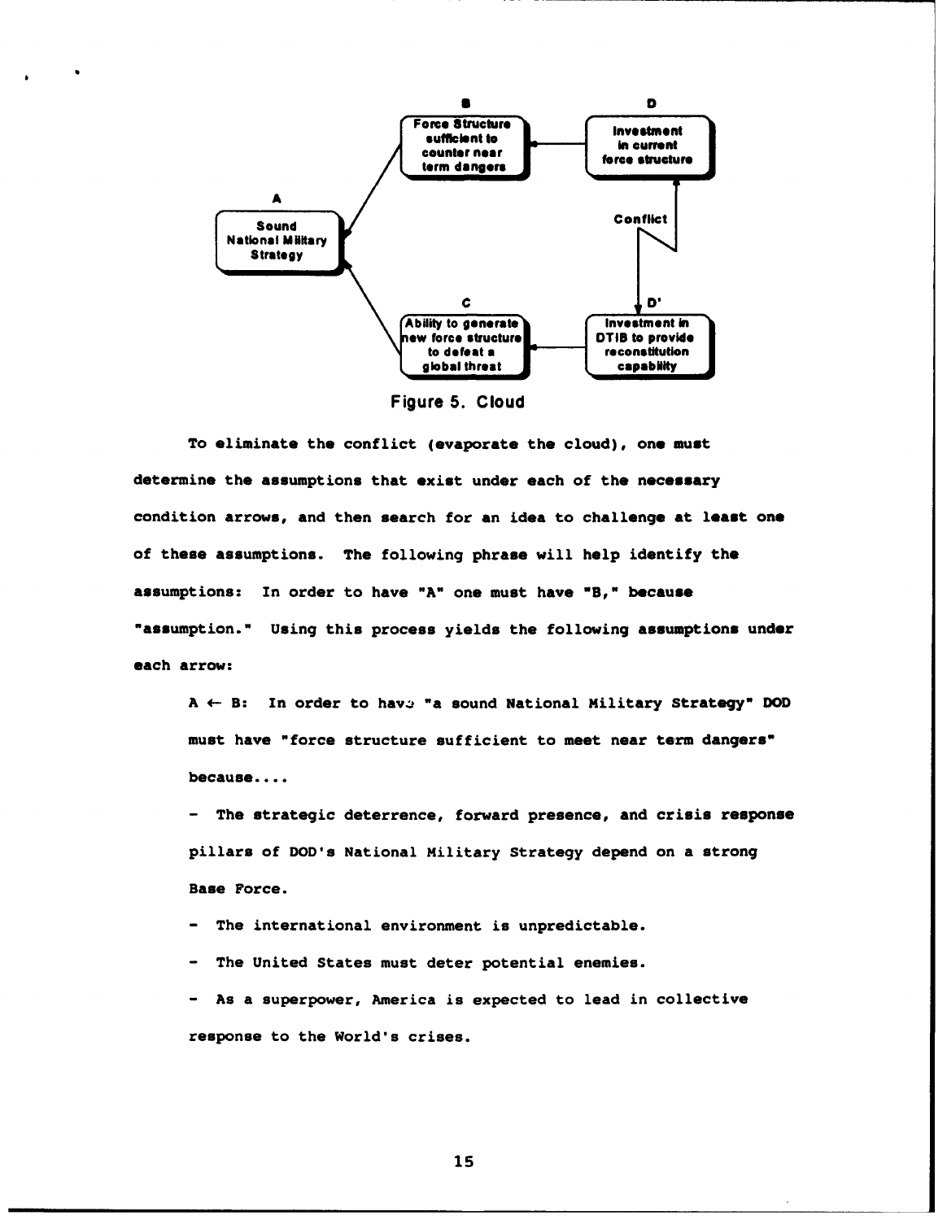B: Force Structure sufficient to counter near term dangers

D: Investment in current force structure

A: Sound National Military Strategy

Conflict

C: Ability to generate new force structure to defeat a global threat

D': Investment in DTIB to provide reconstitution capability

Figure 5. Cloud

To eliminate the conflict (evaporate the cloud), one must determine the assumptions that exist under each of the necessary condition arrows, and then search for an idea to challenge at least one of these assumptions. The following phrase will help identify the assumptions: In order to have "A" one must have "B," because "assumption." Using this process yields the following assumptions under each arrow:

A ← B: In order to have "a sound National Military Strategy" DOD must have "force structure sufficient to meet near term dangers" because....

- The strategic deterrence, forward presence, and crisis response pillars of DOD's National Military Strategy depend on a strong Base Force.
- The international environment is unpredictable.
- The United States must deter potential enemies.
- As a superpower, America is expected to lead in collective response to the World's crises.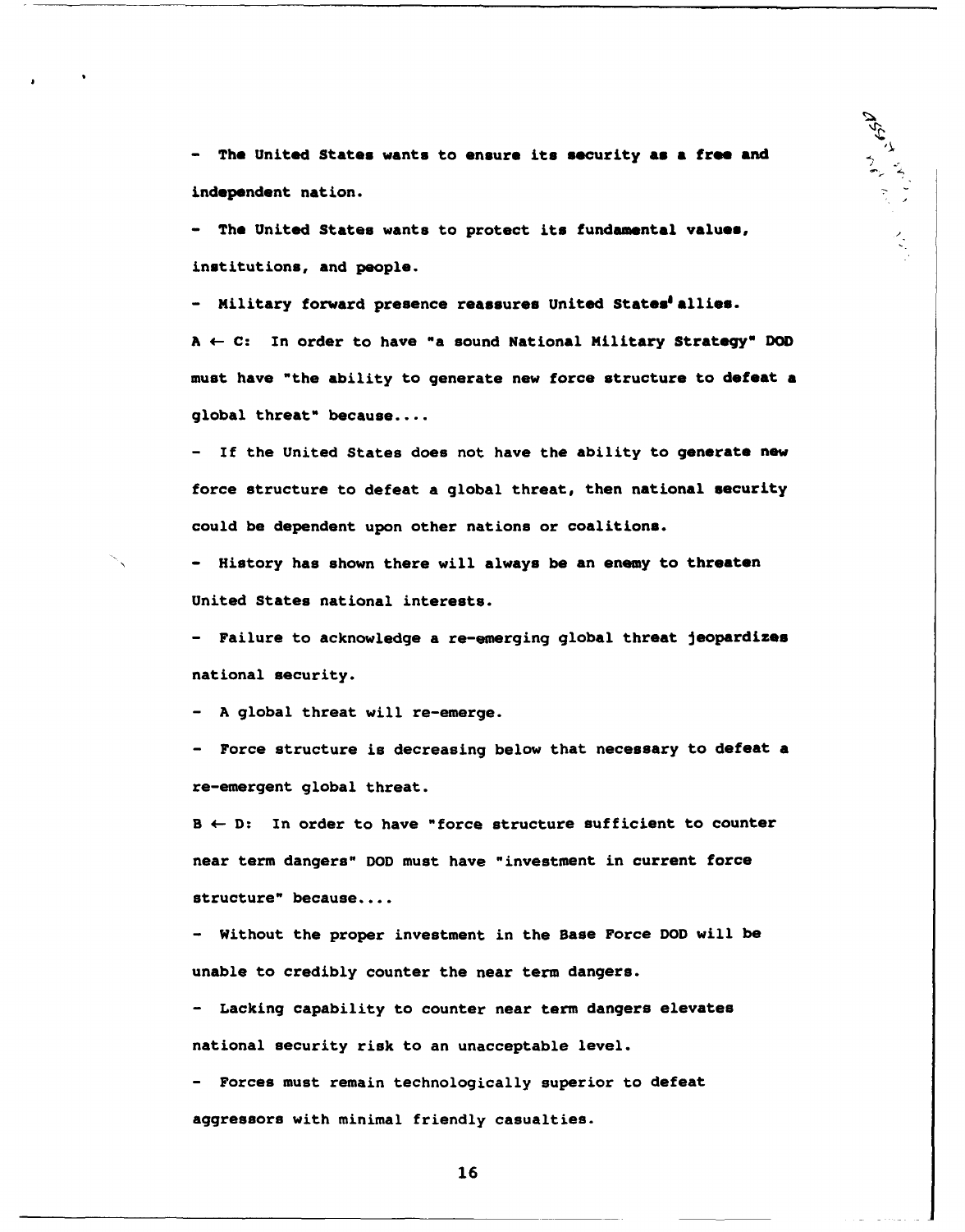- The United States wants to ensure its security as a free and independent nation.

- The United States wants to protect its fundamental values, institutions, and people.

- Military forward presence reassures United States' allies.

A ← C: In order to have "a sound National Military Strategy" DOD must have "the ability to generate new force structure to defeat a global threat" because....

- If the United States does not have the ability to generate new force structure to defeat a global threat, then national security could be dependent upon other nations or coalitions.

- History has shown there will always be an enemy to threaten United States national interests.

- Failure to acknowledge a re-emerging global threat jeopardizes national security.

- A global threat will re-emerge.

- Force structure is decreasing below that necessary to defeat a re-emergent global threat.

B ← D: In order to have "force structure sufficient to counter near term dangers" DOD must have "investment in current force structure" because....

- Without the proper investment in the Base Force DOD will be unable to credibly counter the near term dangers.

- Lacking capability to counter near term dangers elevates national security risk to an unacceptable level.

- Forces must remain technologically superior to defeat aggressors with minimal friendly casualties.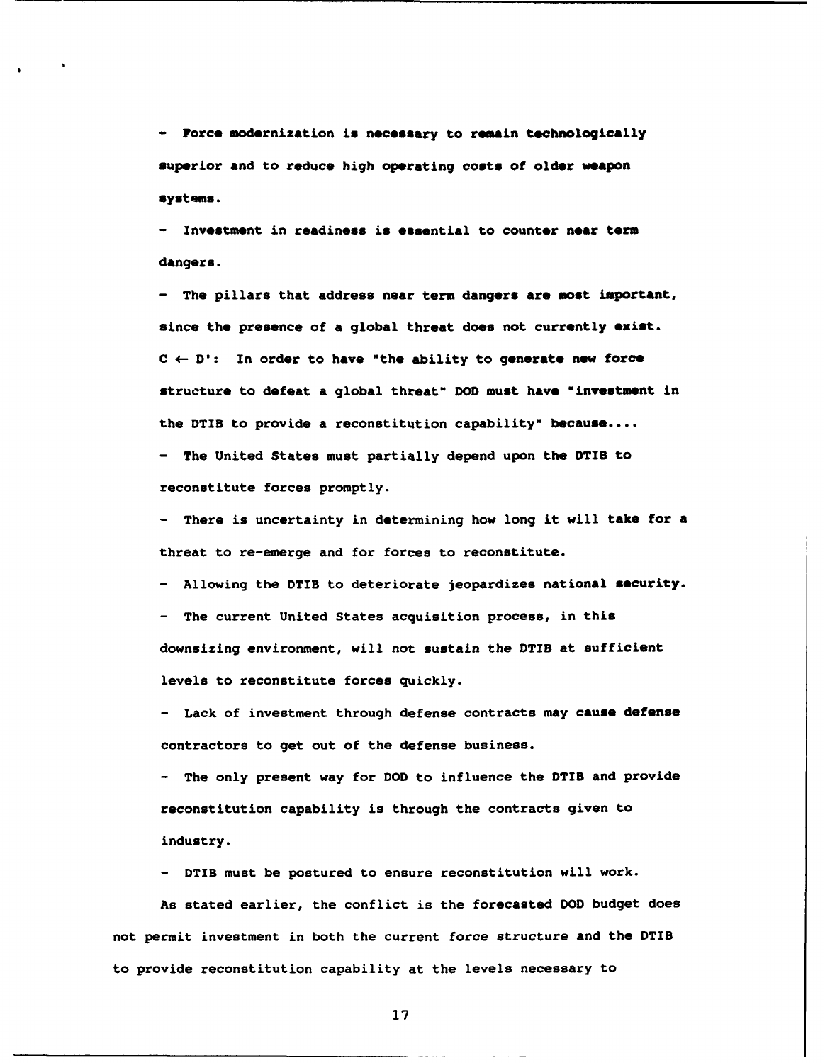- Force modernization is necessary to remain technologically superior and to reduce high operating costs of older weapon systems.

- Investment in readiness is essential to counter near term dangers.

- The pillars that address near term dangers are most important, since the presence of a global threat does not currently exist.

C ← D': In order to have "the ability to generate new force structure to defeat a global threat" DOD must have "investment in the DTIB to provide a reconstitution capability" because....

- The United States must partially depend upon the DTIB to reconstitute forces promptly.

- There is uncertainty in determining how long it will take for a threat to re-emerge and for forces to reconstitute.

- Allowing the DTIB to deteriorate jeopardizes national security.

- The current United States acquisition process, in this downsizing environment, will not sustain the DTIB at sufficient levels to reconstitute forces quickly.

- Lack of investment through defense contracts may cause defense contractors to get out of the defense business.

- The only present way for DOD to influence the DTIB and provide reconstitution capability is through the contracts given to industry.

- DTIB must be postured to ensure reconstitution will work.

As stated earlier, the conflict is the forecasted DOD budget does not permit investment in both the current force structure and the DTIB to provide reconstitution capability at the levels necessary to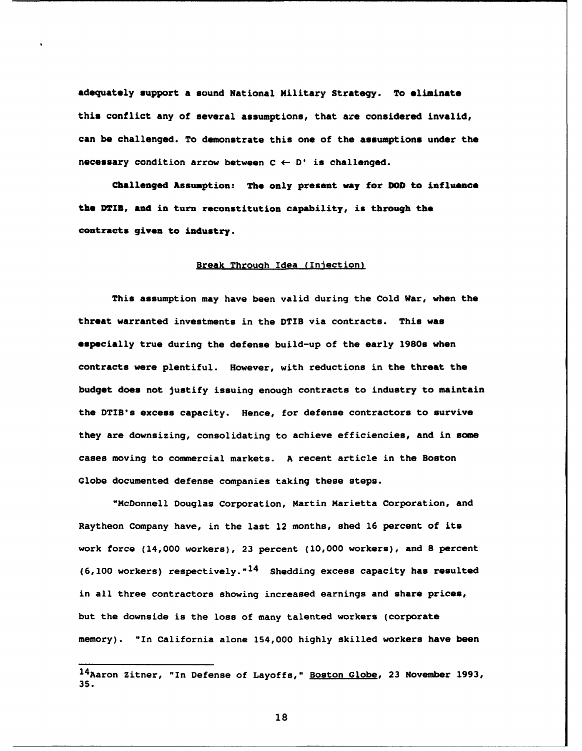adequately support a sound National Military Strategy. To eliminate this conflict any of several assumptions, that are considered invalid, can be challenged. To demonstrate this one of the assumptions under the necessary condition arrow between C ← D' is challenged.

**Challenged Assumption: The only present way for DOD to influence the DTIB, and in turn reconstitution capability, is through the contracts given to industry.**

<u>Break Through Idea (Injection)</u>

This assumption may have been valid during the Cold War, when the threat warranted investments in the DTIB via contracts. This was especially true during the defense build-up of the early 1980s when contracts were plentiful. However, with reductions in the threat the budget does not justify issuing enough contracts to industry to maintain the DTIB's excess capacity. Hence, for defense contractors to survive they are downsizing, consolidating to achieve efficiencies, and in some cases moving to commercial markets. A recent article in the Boston Globe documented defense companies taking these steps.

"McDonnell Douglas Corporation, Martin Marietta Corporation, and Raytheon Company have, in the last 12 months, shed 16 percent of its work force (14,000 workers), 23 percent (10,000 workers), and 8 percent (6,100 workers) respectively."[14] Shedding excess capacity has resulted in all three contractors showing increased earnings and share prices, but the downside is the loss of many talented workers (corporate memory). "In California alone 154,000 highly skilled workers have been

---

[14] Aaron Zitner, "In Defense of Layoffs," Boston Globe, 23 November 1993, 35.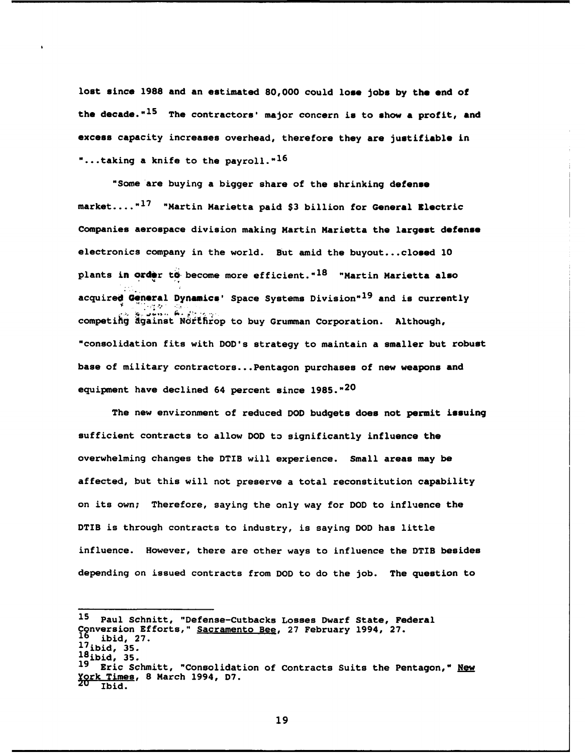lost since 1988 and an estimated 80,000 could lose jobs by the end of the decade."[15] The contractors' major concern is to show a profit, and excess capacity increases overhead, therefore they are justifiable in "...taking a knife to the payroll."[16]

"Some are buying a bigger share of the shrinking defense market...."[17] "Martin Marietta paid $3 billion for General Electric Companies aerospace division making Martin Marietta the largest defense electronics company in the world. But amid the buyout...closed 10 plants in order to become more efficient."[18] "Martin Marietta also acquired General Dynamics' Space Systems Division"[19] and is currently competing against Northrop to buy Grumman Corporation. Although, "consolidation fits with DOD's strategy to maintain a smaller but robust base of military contractors...Pentagon purchases of new weapons and equipment have declined 64 percent since 1985."[20]

The new environment of reduced DOD budgets does not permit issuing sufficient contracts to allow DOD to significantly influence the overwhelming changes the DTIB will experience. Small areas may be affected, but this will not preserve a total reconstitution capability on its own; Therefore, saying the only way for DOD to influence the DTIB is through contracts to industry, is saying DOD has little influence. However, there are other ways to influence the DTIB besides depending on issued contracts from DOD to do the job. The question to

---

[15] Paul Schnitt, "Defense-Cutbacks Losses Dwarf State, Federal Conversion Efforts," Sacramento Bee, 27 February 1994, 27.

[16] ibid, 27.

[17] ibid, 35.

[18] ibid, 35.

[19] Eric Schmitt, "Consolidation of Contracts Suits the Pentagon," New York Times, 8 March 1994, D7.

[20] Ibid.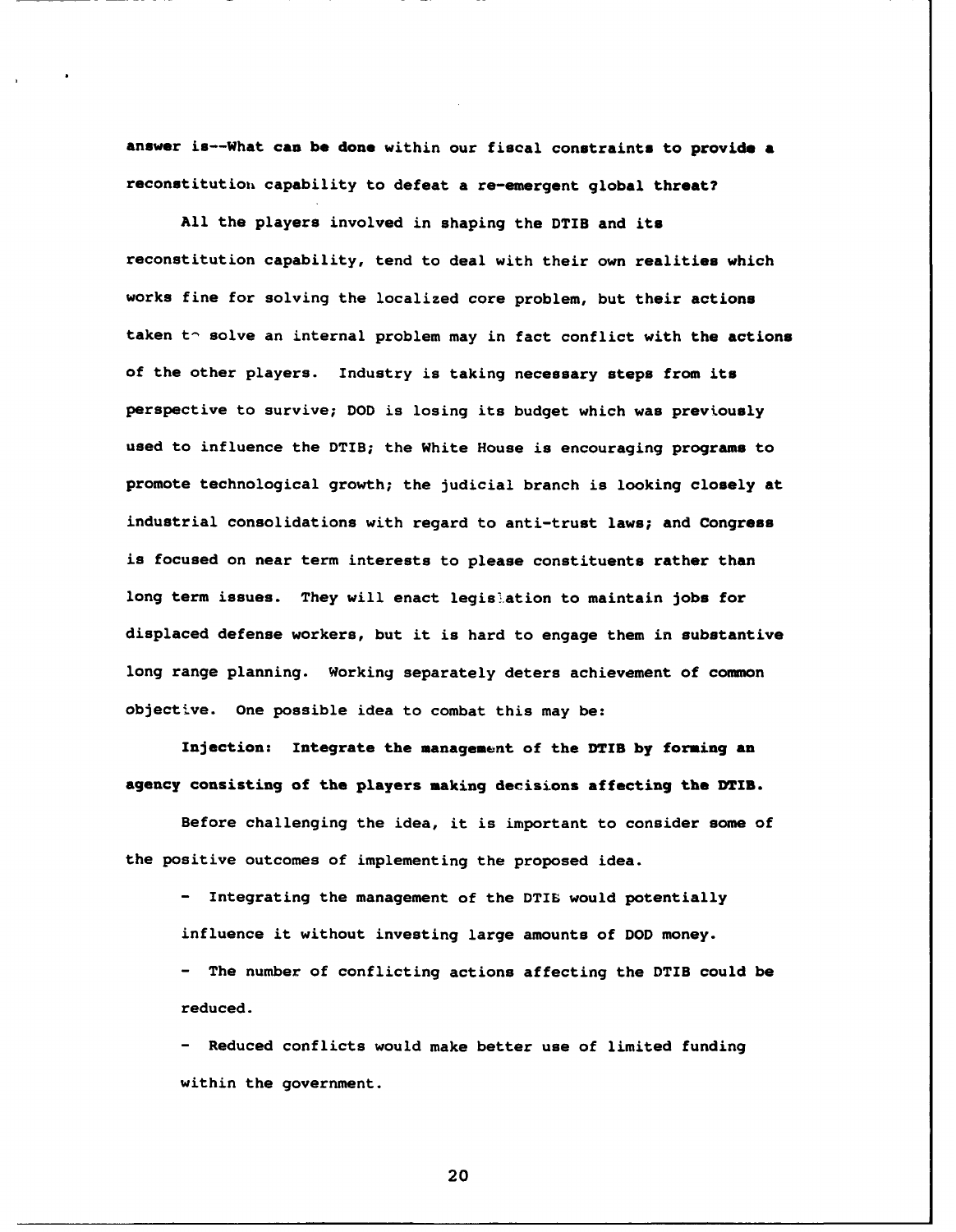**answer is--What can be done within our fiscal constraints to provide a reconstitution capability to defeat a re-emergent global threat?**

All the players involved in shaping the DTIB and its reconstitution capability, tend to deal with their own realities which works fine for solving the localized core problem, but their actions taken to solve an internal problem may in fact conflict with the actions of the other players. Industry is taking necessary steps from its perspective to survive; DOD is losing its budget which was previously used to influence the DTIB; the White House is encouraging programs to promote technological growth; the judicial branch is looking closely at industrial consolidations with regard to anti-trust laws; and Congress is focused on near term interests to please constituents rather than long term issues. They will enact legislation to maintain jobs for displaced defense workers, but it is hard to engage them in substantive long range planning. Working separately deters achievement of common objective. One possible idea to combat this may be:

**Injection: Integrate the management of the DTIB by forming an agency consisting of the players making decisions affecting the DTIB.**

Before challenging the idea, it is important to consider some of the positive outcomes of implementing the proposed idea.

- Integrating the management of the DTIB would potentially influence it without investing large amounts of DOD money.
- The number of conflicting actions affecting the DTIB could be reduced.
- Reduced conflicts would make better use of limited funding within the government.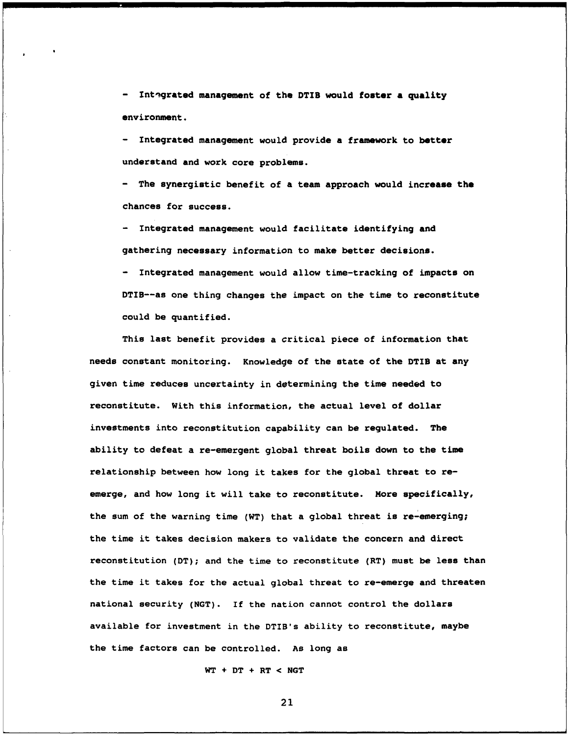- Integrated management of the DTIB would foster a quality environment.

- Integrated management would provide a framework to better understand and work core problems.

- The synergistic benefit of a team approach would increase the chances for success.

- Integrated management would facilitate identifying and gathering necessary information to make better decisions.

- Integrated management would allow time-tracking of impacts on DTIB--as one thing changes the impact on the time to reconstitute could be quantified.

This last benefit provides a critical piece of information that needs constant monitoring. Knowledge of the state of the DTIB at any given time reduces uncertainty in determining the time needed to reconstitute. With this information, the actual level of dollar investments into reconstitution capability can be regulated. The ability to defeat a re-emergent global threat boils down to the time relationship between how long it takes for the global threat to re-emerge, and how long it will take to reconstitute. More specifically, the sum of the warning time (WT) that a global threat is re-emerging; the time it takes decision makers to validate the concern and direct reconstitution (DT); and the time to reconstitute (RT) must be less than the time it takes for the actual global threat to re-emerge and threaten national security (NGT). If the nation cannot control the dollars available for investment in the DTIB's ability to reconstitute, maybe the time factors can be controlled. As long as

$$WT + DT + RT < NGT$$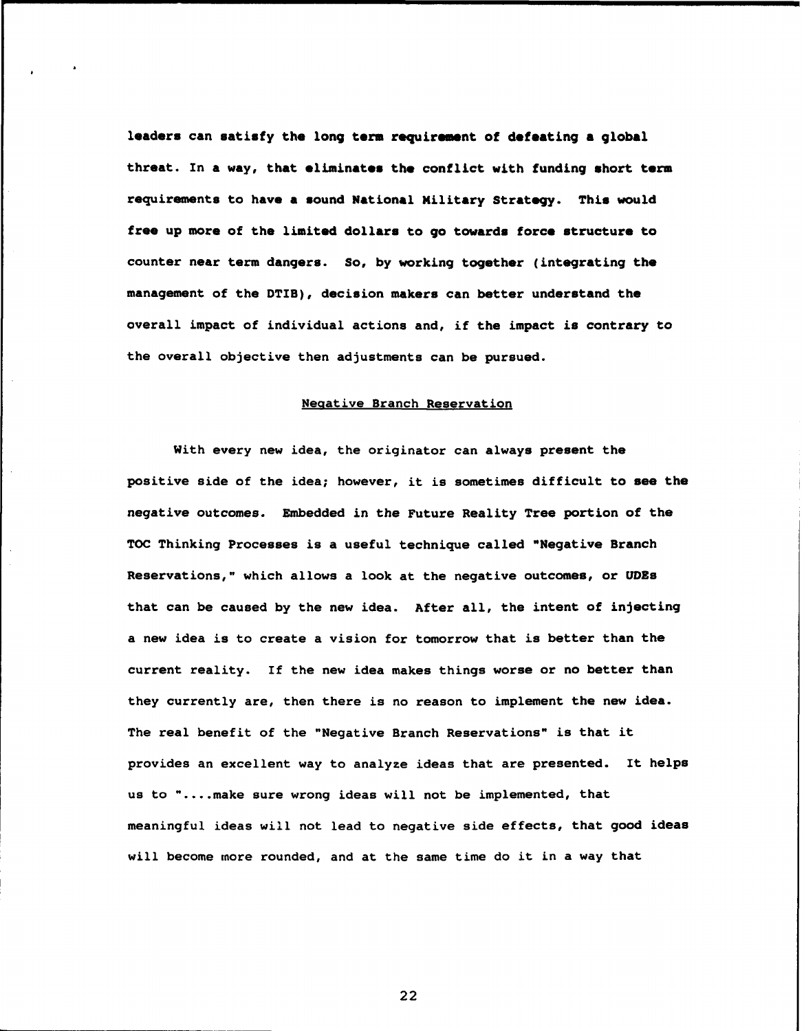leaders can satisfy the long term requirement of defeating a global threat. In a way, that eliminates the conflict with funding short term requirements to have a sound National Military Strategy. This would free up more of the limited dollars to go towards force structure to counter near term dangers. So, by working together (integrating the management of the DTIB), decision makers can better understand the overall impact of individual actions and, if the impact is contrary to the overall objective then adjustments can be pursued.

## Negative Branch Reservation

With every new idea, the originator can always present the positive side of the idea; however, it is sometimes difficult to see the negative outcomes. Embedded in the Future Reality Tree portion of the TOC Thinking Processes is a useful technique called "Negative Branch Reservations," which allows a look at the negative outcomes, or UDEs that can be caused by the new idea. After all, the intent of injecting a new idea is to create a vision for tomorrow that is better than the current reality. If the new idea makes things worse or no better than they currently are, then there is no reason to implement the new idea. The real benefit of the "Negative Branch Reservations" is that it provides an excellent way to analyze ideas that are presented. It helps us to "....make sure wrong ideas will not be implemented, that meaningful ideas will not lead to negative side effects, that good ideas will become more rounded, and at the same time do it in a way that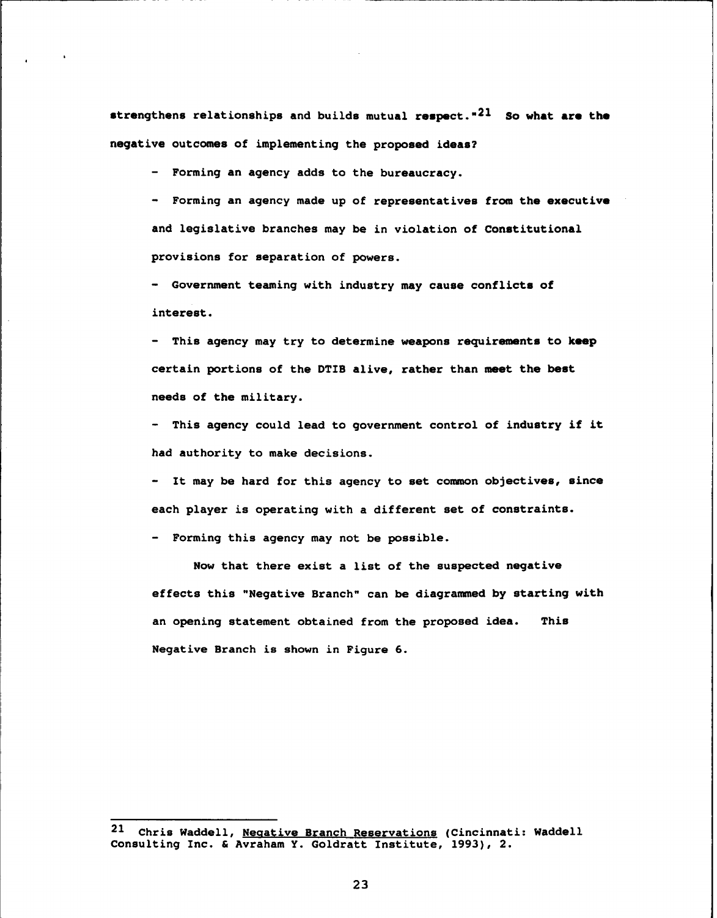strengthens relationships and builds mutual respect."[21] So what are the negative outcomes of implementing the proposed ideas?

- Forming an agency adds to the bureaucracy.
- Forming an agency made up of representatives from the executive and legislative branches may be in violation of Constitutional provisions for separation of powers.
- Government teaming with industry may cause conflicts of interest.
- This agency may try to determine weapons requirements to keep certain portions of the DTIB alive, rather than meet the best needs of the military.
- This agency could lead to government control of industry if it had authority to make decisions.
- It may be hard for this agency to set common objectives, since each player is operating with a different set of constraints.
- Forming this agency may not be possible.

Now that there exist a list of the suspected negative effects this "Negative Branch" can be diagrammed by starting with an opening statement obtained from the proposed idea. This Negative Branch is shown in Figure 6.

---

[21] Chris Waddell, Negative Branch Reservations (Cincinnati: Waddell Consulting Inc. & Avraham Y. Goldratt Institute, 1993), 2.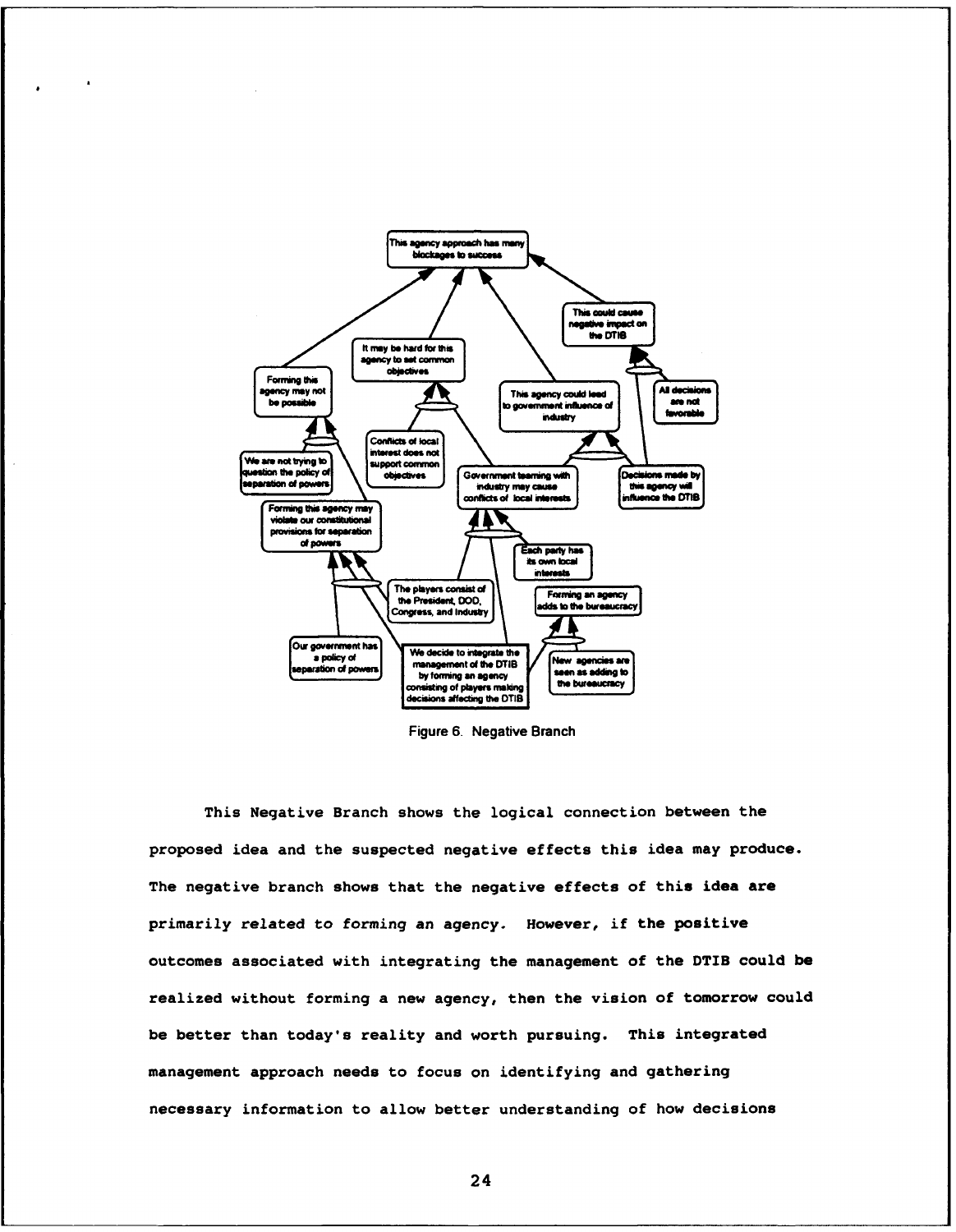Figure 6. Negative Branch

This Negative Branch shows the logical connection between the proposed idea and the suspected negative effects this idea may produce. The negative branch shows that the negative effects of this idea are primarily related to forming an agency. However, if the positive outcomes associated with integrating the management of the DTIB could be realized without forming a new agency, then the vision of tomorrow could be better than today's reality and worth pursuing. This integrated management approach needs to focus on identifying and gathering necessary information to allow better understanding of how decisions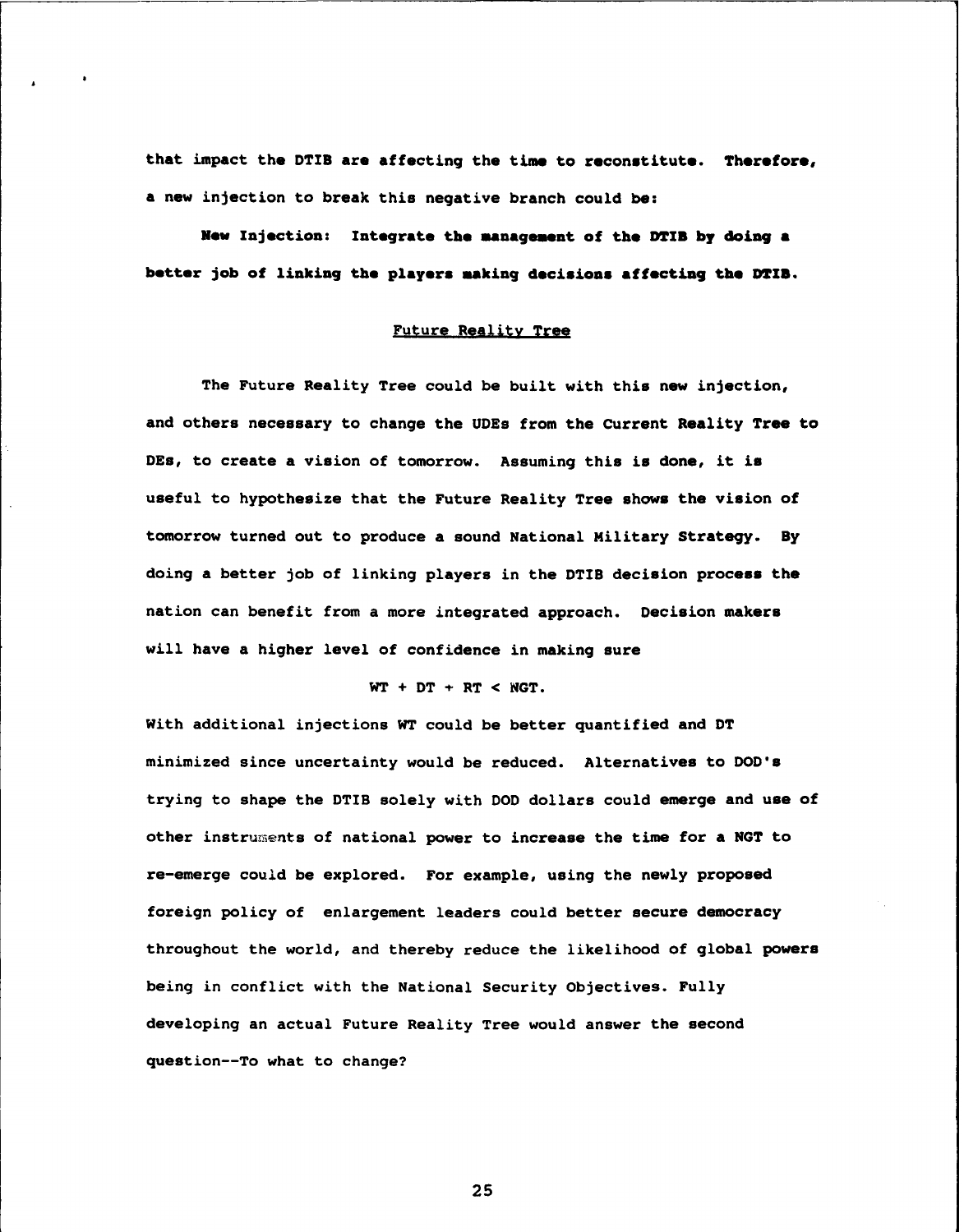that impact the DTIB are affecting the time to reconstitute. Therefore, a new injection to break this negative branch could be:

**New Injection: Integrate the management of the DTIB by doing a better job of linking the players making decisions affecting the DTIB.**

## Future Reality Tree

The Future Reality Tree could be built with this new injection, and others necessary to change the UDEs from the Current Reality Tree to DEs, to create a vision of tomorrow. Assuming this is done, it is useful to hypothesize that the Future Reality Tree shows the vision of tomorrow turned out to produce a sound National Military Strategy. By doing a better job of linking players in the DTIB decision process the nation can benefit from a more integrated approach. Decision makers will have a higher level of confidence in making sure

$$WT + DT + RT < NGT.$$

With additional injections WT could be better quantified and DT minimized since uncertainty would be reduced. Alternatives to DOD's trying to shape the DTIB solely with DOD dollars could emerge and use of other instruments of national power to increase the time for a NGT to re-emerge could be explored. For example, using the newly proposed foreign policy of enlargement leaders could better secure democracy throughout the world, and thereby reduce the likelihood of global powers being in conflict with the National Security Objectives. Fully developing an actual Future Reality Tree would answer the second question--To what to change?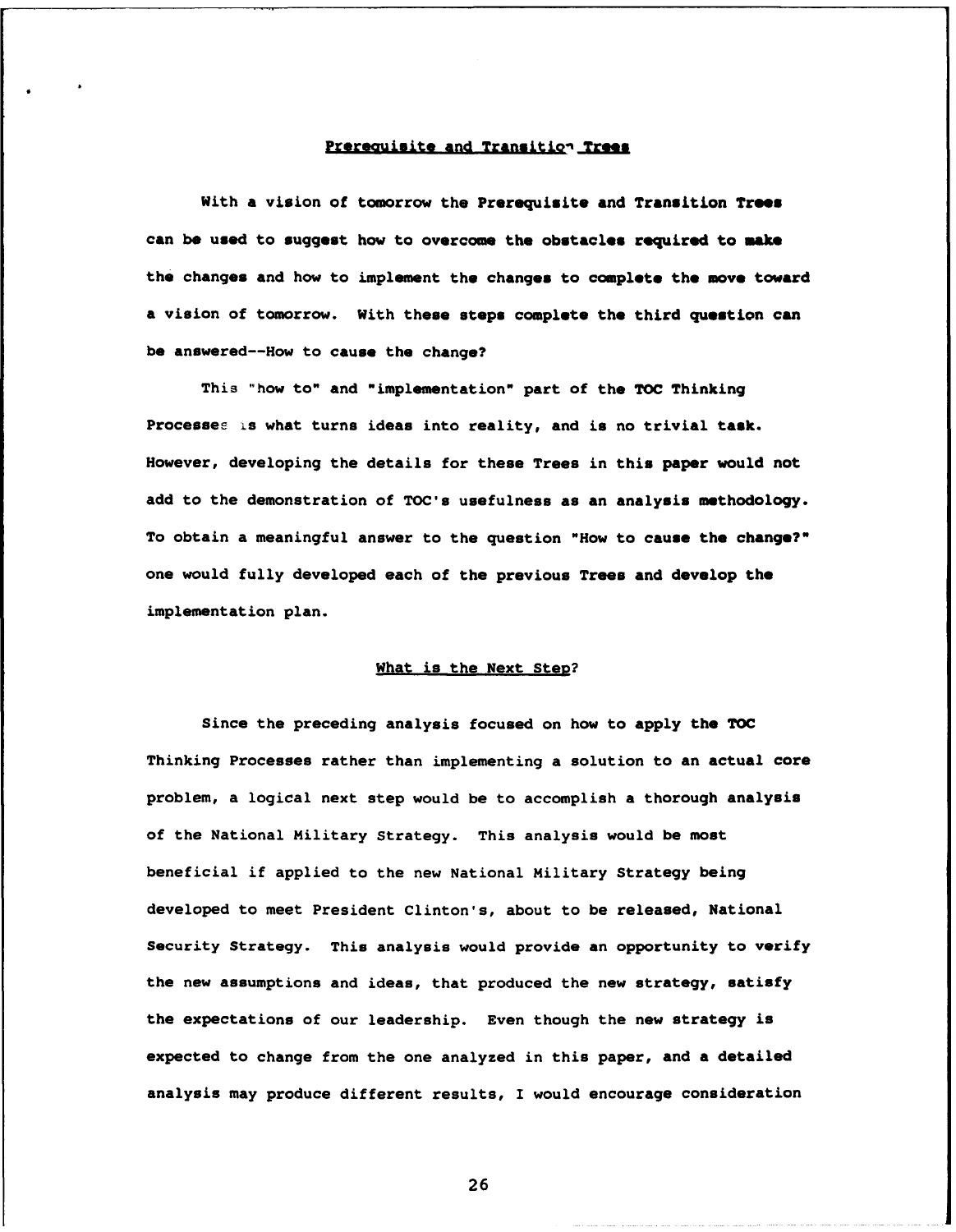## Prerequisite and Transition Trees

With a vision of tomorrow the Prerequisite and Transition Trees can be used to suggest how to overcome the obstacles required to make the changes and how to implement the changes to complete the move toward a vision of tomorrow. With these steps complete the third question can be answered--How to cause the change?

This "how to" and "implementation" part of the TOC Thinking Processes is what turns ideas into reality, and is no trivial task. However, developing the details for these Trees in this paper would not add to the demonstration of TOC's usefulness as an analysis methodology. To obtain a meaningful answer to the question "How to cause the change?" one would fully developed each of the previous Trees and develop the implementation plan.

## What is the Next Step?

Since the preceding analysis focused on how to apply the TOC Thinking Processes rather than implementing a solution to an actual core problem, a logical next step would be to accomplish a thorough analysis of the National Military Strategy. This analysis would be most beneficial if applied to the new National Military Strategy being developed to meet President Clinton's, about to be released, National Security Strategy. This analysis would provide an opportunity to verify the new assumptions and ideas, that produced the new strategy, satisfy the expectations of our leadership. Even though the new strategy is expected to change from the one analyzed in this paper, and a detailed analysis may produce different results, I would encourage consideration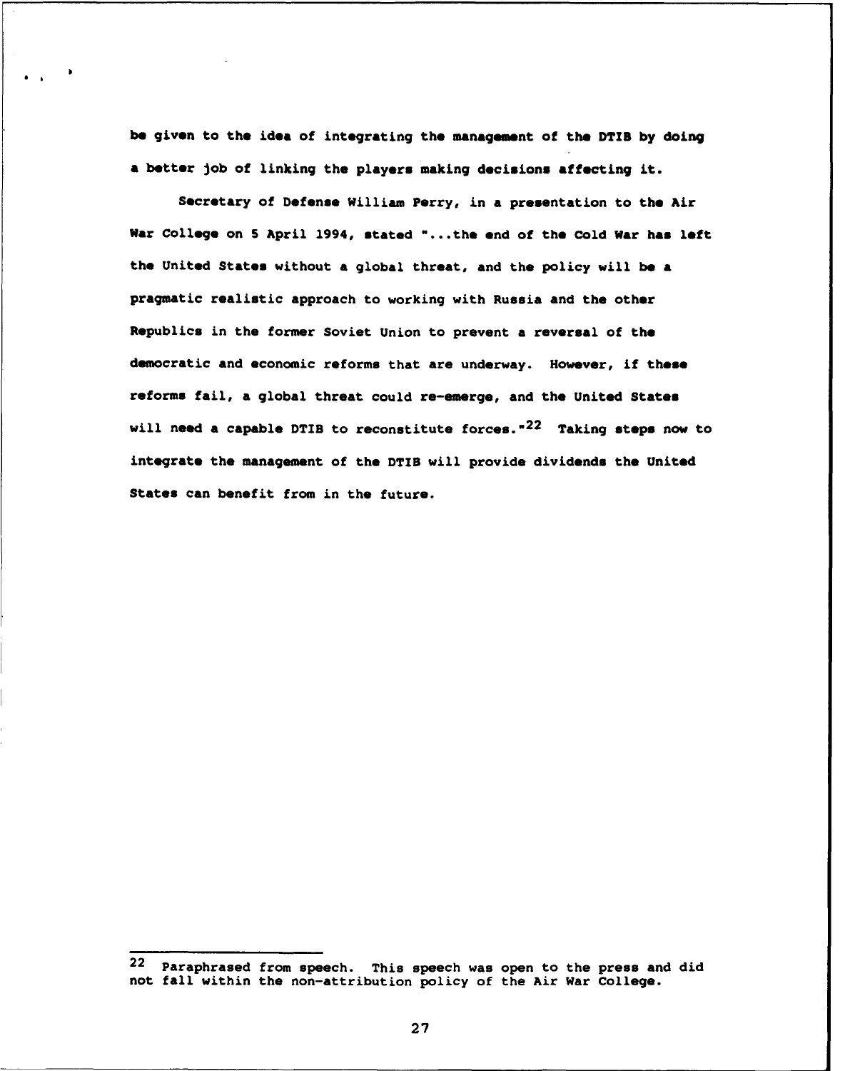be given to the idea of integrating the management of the DTIB by doing a better job of linking the players making decisions affecting it.

Secretary of Defense William Perry, in a presentation to the Air War College on 5 April 1994, stated "...the end of the Cold War has left the United States without a global threat, and the policy will be a pragmatic realistic approach to working with Russia and the other Republics in the former Soviet Union to prevent a reversal of the democratic and economic reforms that are underway. However, if these reforms fail, a global threat could re-emerge, and the United States will need a capable DTIB to reconstitute forces."[22] Taking steps now to integrate the management of the DTIB will provide dividends the United States can benefit from in the future.

---

22 Paraphrased from speech. This speech was open to the press and did not fall within the non-attribution policy of the Air War College.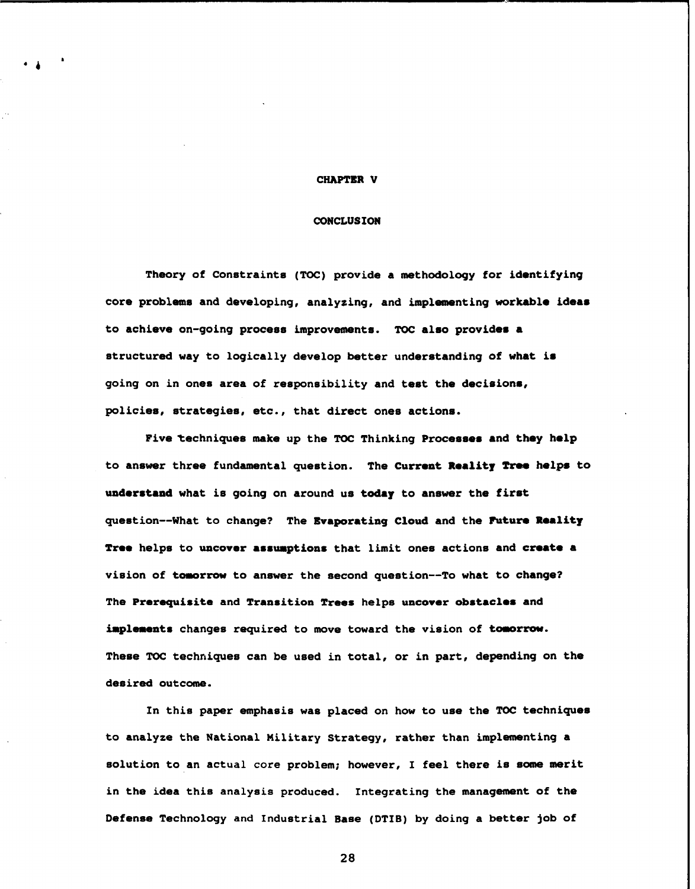# CHAPTER V

## CONCLUSION

Theory of Constraints (TOC) provide a methodology for identifying core problems and developing, analyzing, and implementing workable ideas to achieve on-going process improvements. TOC also provides a structured way to logically develop better understanding of what is going on in ones area of responsibility and test the decisions, policies, strategies, etc., that direct ones actions.

Five techniques make up the TOC Thinking Processes and they help to answer three fundamental question. The **Current Reality Tree** helps to **understand** what is going on around us **today** to answer the first question--What to change? The **Evaporating Cloud** and the **Future Reality Tree** helps to **uncover assumptions** that limit ones actions and **create** a vision of **tomorrow** to answer the second question--To what to change? The **Prerequisite** and **Transition Trees** helps **uncover obstacles** and **implements** changes required to move toward the vision of **tomorrow**. These TOC techniques can be used in total, or in part, depending on the desired outcome.

In this paper emphasis was placed on how to use the TOC techniques to analyze the National Military Strategy, rather than implementing a solution to an actual core problem; however, I feel there is some merit in the idea this analysis produced. Integrating the management of the Defense Technology and Industrial Base (DTIB) by doing a better job of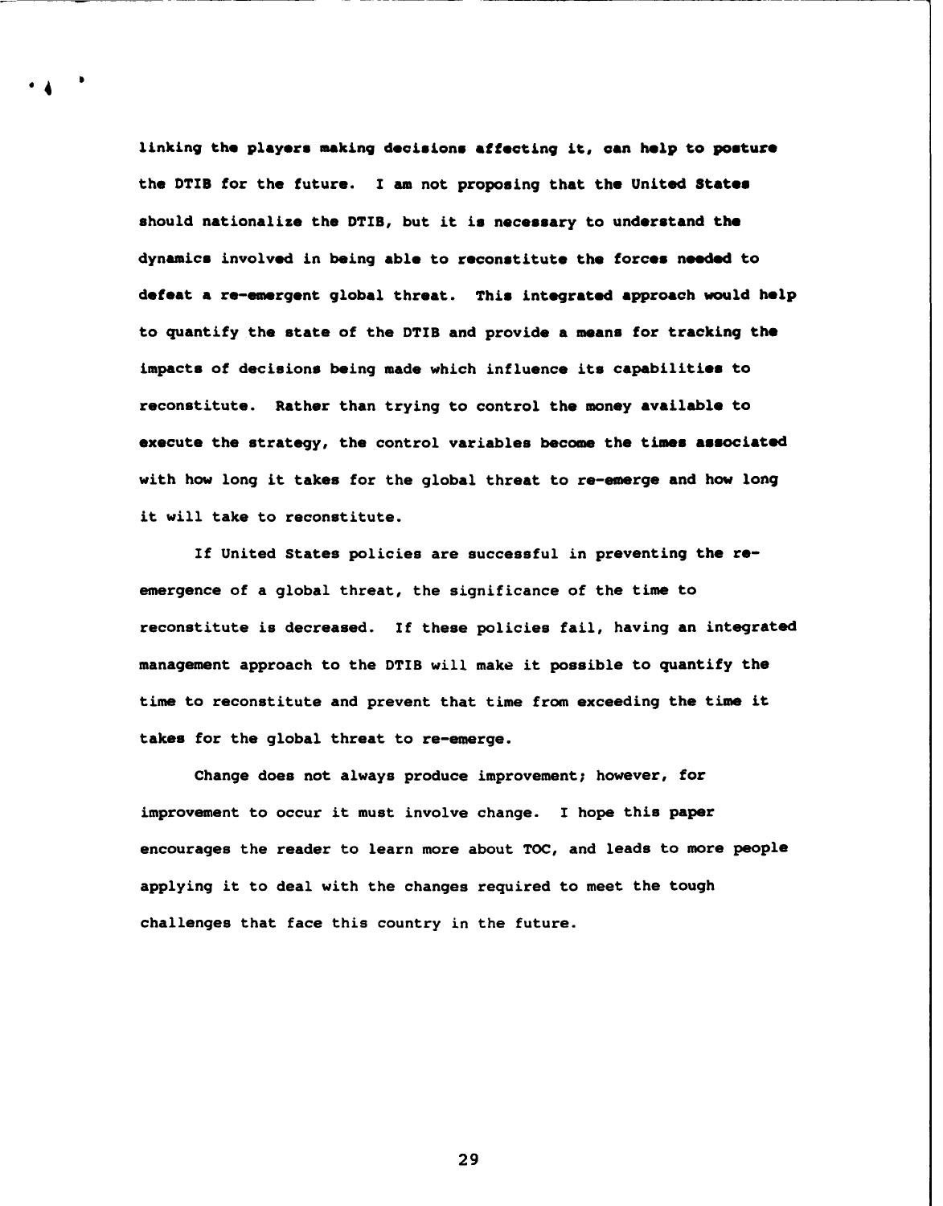linking the players making decisions affecting it, can help to posture the DTIB for the future. I am not proposing that the United States should nationalize the DTIB, but it is necessary to understand the dynamics involved in being able to reconstitute the forces needed to defeat a re-emergent global threat. This integrated approach would help to quantify the state of the DTIB and provide a means for tracking the impacts of decisions being made which influence its capabilities to reconstitute. Rather than trying to control the money available to execute the strategy, the control variables become the times associated with how long it takes for the global threat to re-emerge and how long it will take to reconstitute.

If United States policies are successful in preventing the re-emergence of a global threat, the significance of the time to reconstitute is decreased. If these policies fail, having an integrated management approach to the DTIB will make it possible to quantify the time to reconstitute and prevent that time from exceeding the time it takes for the global threat to re-emerge.

Change does not always produce improvement; however, for improvement to occur it must involve change. I hope this paper encourages the reader to learn more about TOC, and leads to more people applying it to deal with the changes required to meet the tough challenges that face this country in the future.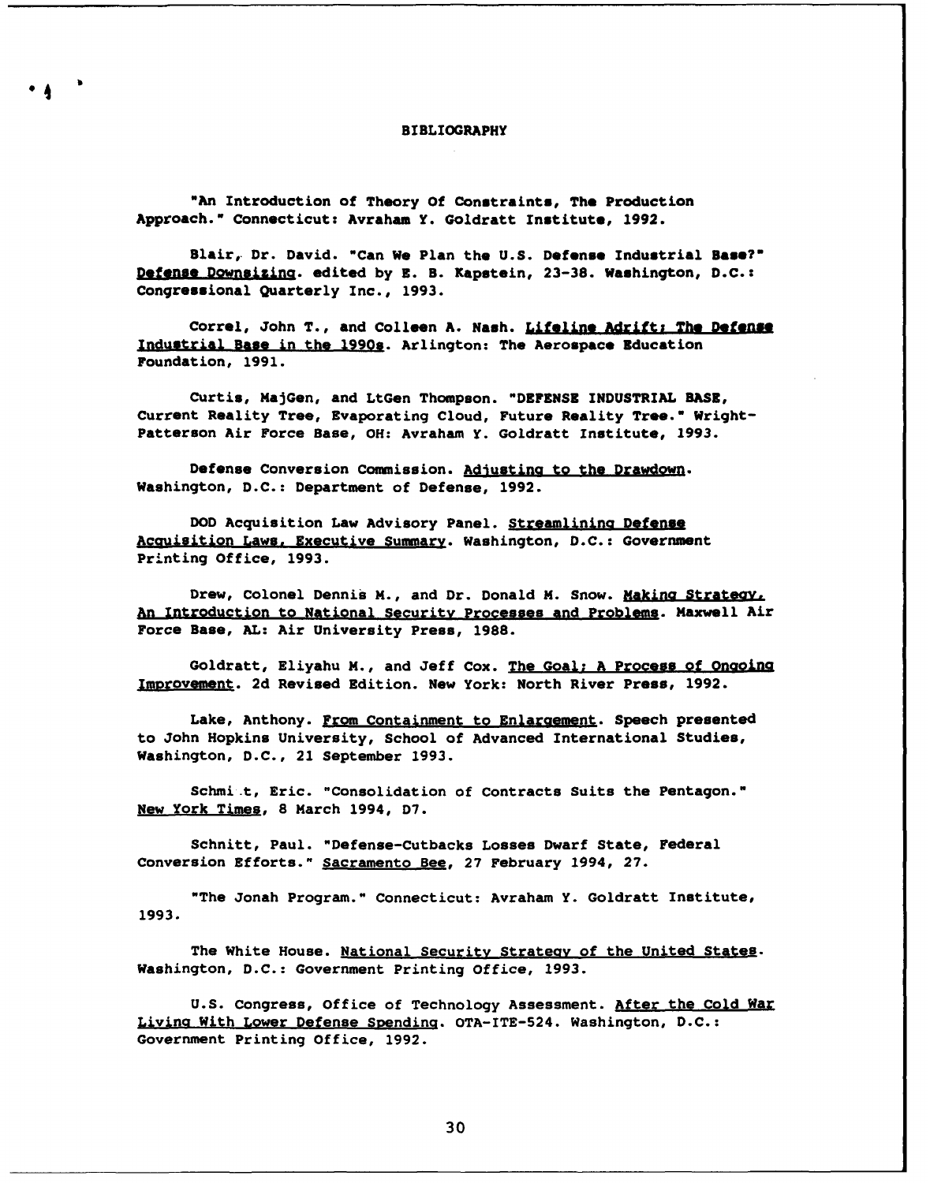# BIBLIOGRAPHY

"An Introduction of Theory Of Constraints, The Production Approach." Connecticut: Avraham Y. Goldratt Institute, 1992.

Blair, Dr. David. "Can We Plan the U.S. Defense Industrial Base?" Defense Downsizing. edited by E. B. Kapstein, 23-38. Washington, D.C.: Congressional Quarterly Inc., 1993.

Correl, John T., and Colleen A. Nash. Lifeline Adrift: The Defense Industrial Base in the 1990s. Arlington: The Aerospace Education Foundation, 1991.

Curtis, MajGen, and LtGen Thompson. "DEFENSE INDUSTRIAL BASE, Current Reality Tree, Evaporating Cloud, Future Reality Tree." Wright-Patterson Air Force Base, OH: Avraham Y. Goldratt Institute, 1993.

Defense Conversion Commission. Adjusting to the Drawdown. Washington, D.C.: Department of Defense, 1992.

DOD Acquisition Law Advisory Panel. Streamlining Defense Acquisition Laws, Executive Summary. Washington, D.C.: Government Printing Office, 1993.

Drew, Colonel Dennis M., and Dr. Donald M. Snow. Making Strategy, An Introduction to National Security Processes and Problems. Maxwell Air Force Base, AL: Air University Press, 1988.

Goldratt, Eliyahu M., and Jeff Cox. The Goal: A Process of Ongoing Improvement. 2d Revised Edition. New York: North River Press, 1992.

Lake, Anthony. From Containment to Enlargement. Speech presented to John Hopkins University, School of Advanced International Studies, Washington, D.C., 21 September 1993.

Schmi t, Eric. "Consolidation of Contracts Suits the Pentagon." New York Times, 8 March 1994, D7.

Schnitt, Paul. "Defense-Cutbacks Losses Dwarf State, Federal Conversion Efforts." Sacramento Bee, 27 February 1994, 27.

"The Jonah Program." Connecticut: Avraham Y. Goldratt Institute, 1993.

The White House. National Security Strategy of the United States. Washington, D.C.: Government Printing Office, 1993.

U.S. Congress, Office of Technology Assessment. After the Cold War Living With Lower Defense Spending. OTA-ITE-524. Washington, D.C.: Government Printing Office, 1992.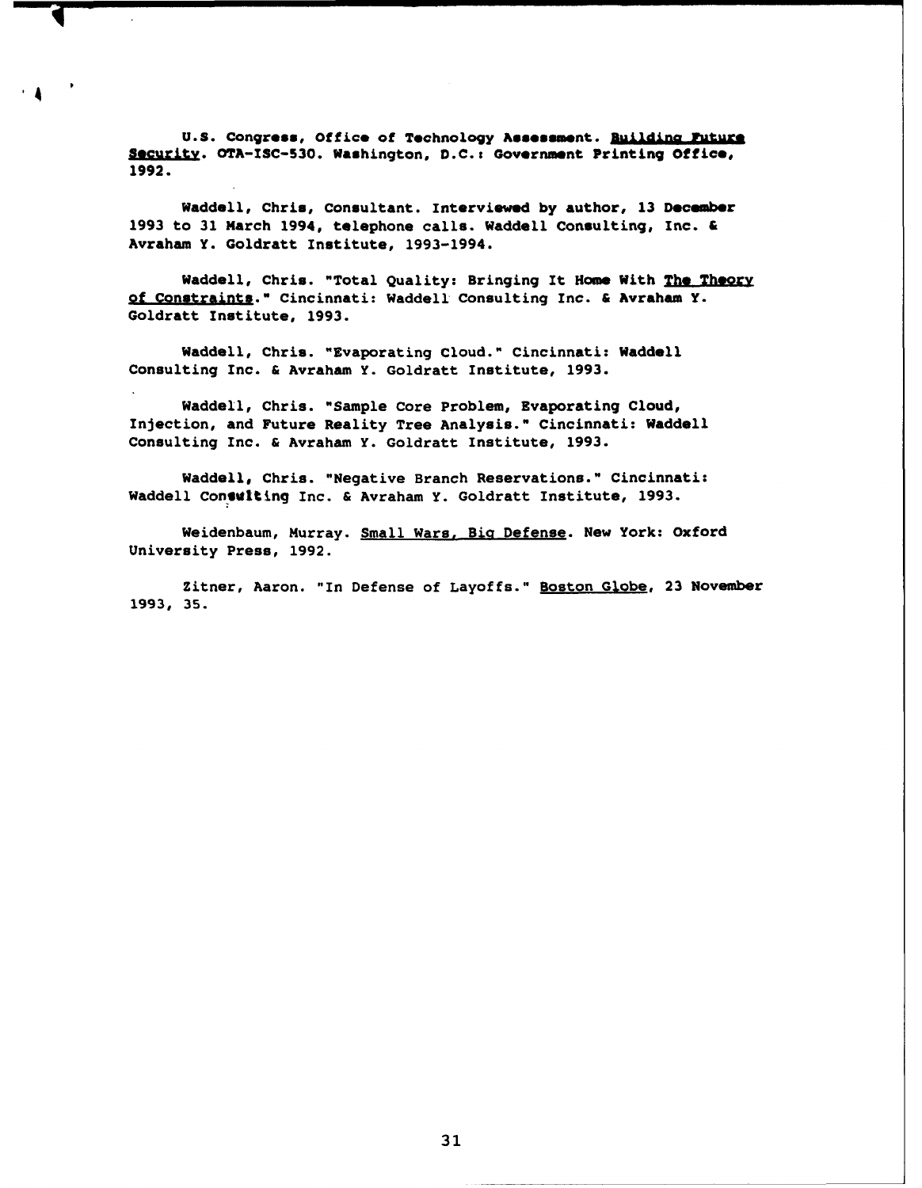U.S. Congress, Office of Technology Assessment. Building Future Security. OTA-ISC-530. Washington, D.C.: Government Printing Office, 1992.

Waddell, Chris, Consultant. Interviewed by author, 13 December 1993 to 31 March 1994, telephone calls. Waddell Consulting, Inc. & Avraham Y. Goldratt Institute, 1993-1994.

Waddell, Chris. "Total Quality: Bringing It Home With The Theory of Constraints." Cincinnati: Waddell Consulting Inc. & Avraham Y. Goldratt Institute, 1993.

Waddell, Chris. "Evaporating Cloud." Cincinnati: Waddell Consulting Inc. & Avraham Y. Goldratt Institute, 1993.

Waddell, Chris. "Sample Core Problem, Evaporating Cloud, Injection, and Future Reality Tree Analysis." Cincinnati: Waddell Consulting Inc. & Avraham Y. Goldratt Institute, 1993.

Waddell, Chris. "Negative Branch Reservations." Cincinnati: Waddell Consulting Inc. & Avraham Y. Goldratt Institute, 1993.

Weidenbaum, Murray. Small Wars, Big Defense. New York: Oxford University Press, 1992.

Zitner, Aaron. "In Defense of Layoffs." Boston Globe, 23 November 1993, 35.